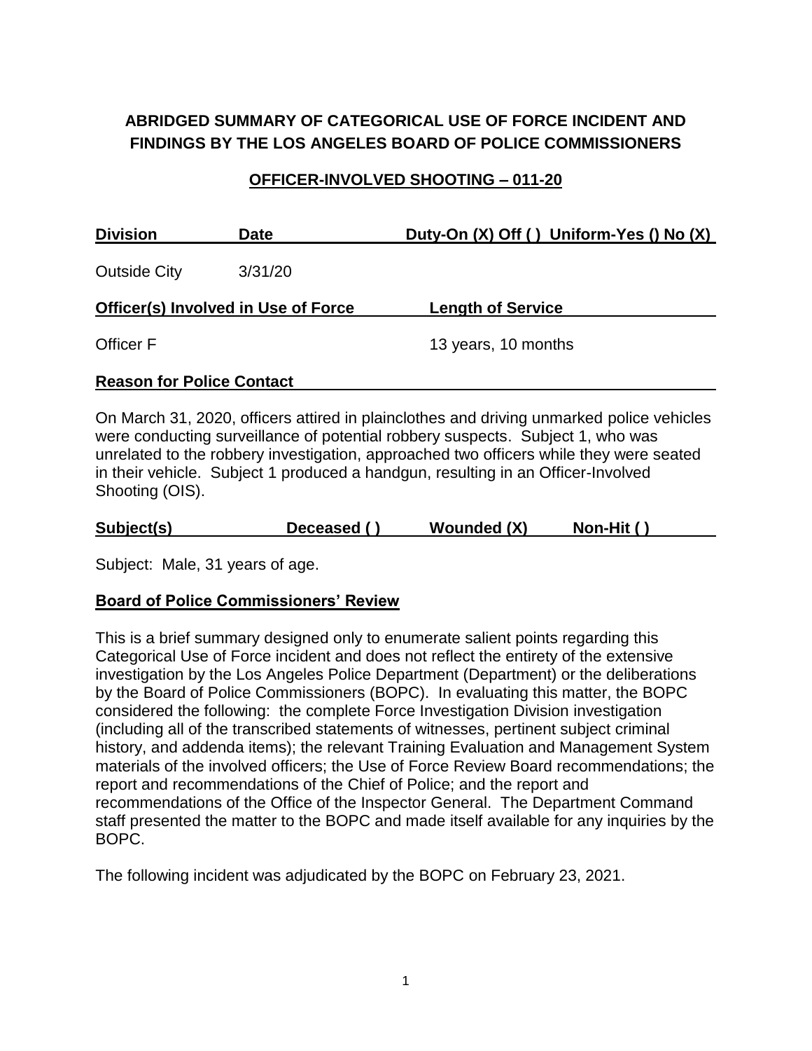**ABRIDGED SUMMARY OF CATEGORICAL USE OF FORCE INCIDENT AND FINDINGS BY THE LOS ANGELES BOARD OF POLICE COMMISSIONERS**

**OFFICER-INVOLVED SHOOTING – 011-20**

| Division | Date | Duty-On (X) Off ( ) Uniform-Yes () No (X) |
|---|---|---|
| Outside City | 3/31/20 | |

| Officer(s) Involved in Use of Force | Length of Service |
|---|---|
| Officer F | 13 years, 10 months |

**Reason for Police Contact**

On March 31, 2020, officers attired in plainclothes and driving unmarked police vehicles were conducting surveillance of potential robbery suspects. Subject 1, who was unrelated to the robbery investigation, approached two officers while they were seated in their vehicle. Subject 1 produced a handgun, resulting in an Officer-Involved Shooting (OIS).

| Subject(s) | Deceased ( ) | Wounded (X) | Non-Hit ( ) |
|---|---|---|---|

Subject: Male, 31 years of age.

**Board of Police Commissioners' Review**

This is a brief summary designed only to enumerate salient points regarding this Categorical Use of Force incident and does not reflect the entirety of the extensive investigation by the Los Angeles Police Department (Department) or the deliberations by the Board of Police Commissioners (BOPC). In evaluating this matter, the BOPC considered the following: the complete Force Investigation Division investigation (including all of the transcribed statements of witnesses, pertinent subject criminal history, and addenda items); the relevant Training Evaluation and Management System materials of the involved officers; the Use of Force Review Board recommendations; the report and recommendations of the Chief of Police; and the report and recommendations of the Office of the Inspector General. The Department Command staff presented the matter to the BOPC and made itself available for any inquiries by the BOPC.

The following incident was adjudicated by the BOPC on February 23, 2021.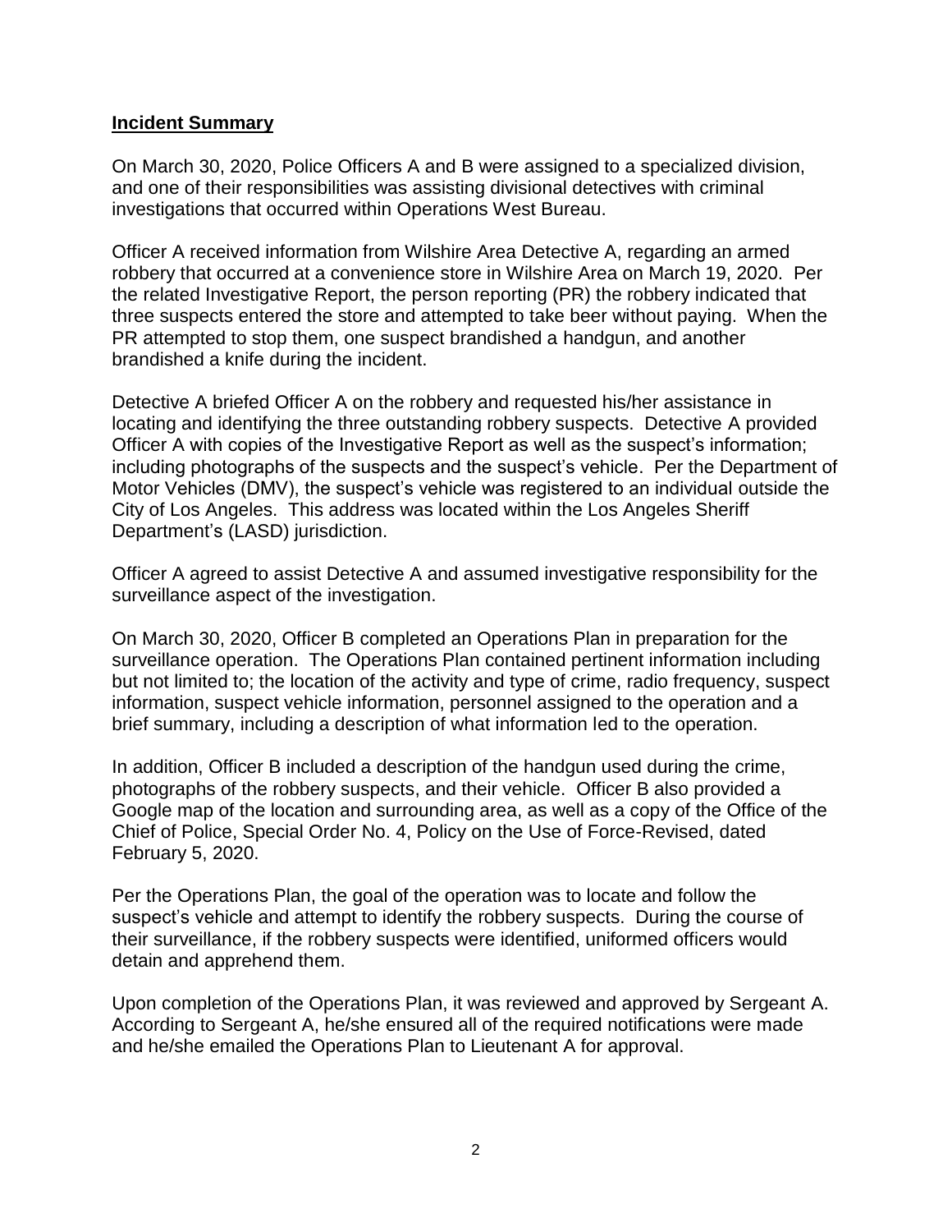**Incident Summary**

On March 30, 2020, Police Officers A and B were assigned to a specialized division, and one of their responsibilities was assisting divisional detectives with criminal investigations that occurred within Operations West Bureau.

Officer A received information from Wilshire Area Detective A, regarding an armed robbery that occurred at a convenience store in Wilshire Area on March 19, 2020. Per the related Investigative Report, the person reporting (PR) the robbery indicated that three suspects entered the store and attempted to take beer without paying. When the PR attempted to stop them, one suspect brandished a handgun, and another brandished a knife during the incident.

Detective A briefed Officer A on the robbery and requested his/her assistance in locating and identifying the three outstanding robbery suspects. Detective A provided Officer A with copies of the Investigative Report as well as the suspect's information; including photographs of the suspects and the suspect's vehicle. Per the Department of Motor Vehicles (DMV), the suspect's vehicle was registered to an individual outside the City of Los Angeles. This address was located within the Los Angeles Sheriff Department's (LASD) jurisdiction.

Officer A agreed to assist Detective A and assumed investigative responsibility for the surveillance aspect of the investigation.

On March 30, 2020, Officer B completed an Operations Plan in preparation for the surveillance operation. The Operations Plan contained pertinent information including but not limited to; the location of the activity and type of crime, radio frequency, suspect information, suspect vehicle information, personnel assigned to the operation and a brief summary, including a description of what information led to the operation.

In addition, Officer B included a description of the handgun used during the crime, photographs of the robbery suspects, and their vehicle. Officer B also provided a Google map of the location and surrounding area, as well as a copy of the Office of the Chief of Police, Special Order No. 4, Policy on the Use of Force-Revised, dated February 5, 2020.

Per the Operations Plan, the goal of the operation was to locate and follow the suspect's vehicle and attempt to identify the robbery suspects. During the course of their surveillance, if the robbery suspects were identified, uniformed officers would detain and apprehend them.

Upon completion of the Operations Plan, it was reviewed and approved by Sergeant A. According to Sergeant A, he/she ensured all of the required notifications were made and he/she emailed the Operations Plan to Lieutenant A for approval.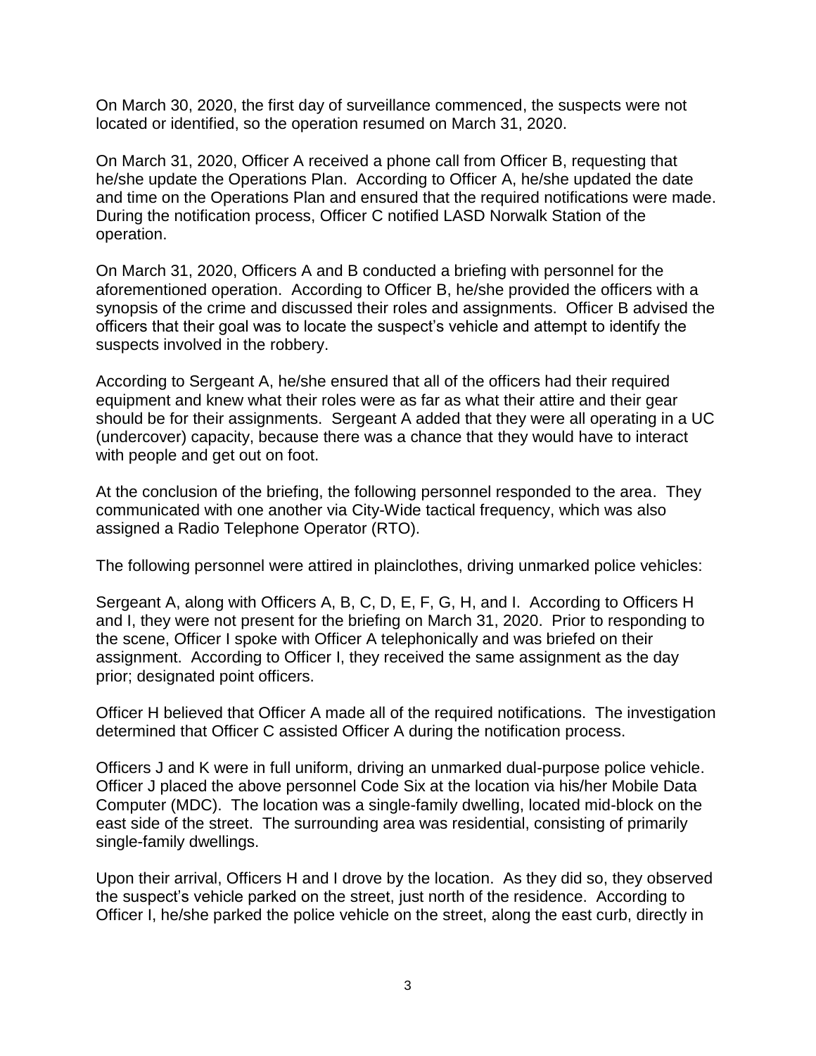On March 30, 2020, the first day of surveillance commenced, the suspects were not located or identified, so the operation resumed on March 31, 2020.

On March 31, 2020, Officer A received a phone call from Officer B, requesting that he/she update the Operations Plan. According to Officer A, he/she updated the date and time on the Operations Plan and ensured that the required notifications were made. During the notification process, Officer C notified LASD Norwalk Station of the operation.

On March 31, 2020, Officers A and B conducted a briefing with personnel for the aforementioned operation. According to Officer B, he/she provided the officers with a synopsis of the crime and discussed their roles and assignments. Officer B advised the officers that their goal was to locate the suspect's vehicle and attempt to identify the suspects involved in the robbery.

According to Sergeant A, he/she ensured that all of the officers had their required equipment and knew what their roles were as far as what their attire and their gear should be for their assignments. Sergeant A added that they were all operating in a UC (undercover) capacity, because there was a chance that they would have to interact with people and get out on foot.

At the conclusion of the briefing, the following personnel responded to the area. They communicated with one another via City-Wide tactical frequency, which was also assigned a Radio Telephone Operator (RTO).

The following personnel were attired in plainclothes, driving unmarked police vehicles:

Sergeant A, along with Officers A, B, C, D, E, F, G, H, and I. According to Officers H and I, they were not present for the briefing on March 31, 2020. Prior to responding to the scene, Officer I spoke with Officer A telephonically and was briefed on their assignment. According to Officer I, they received the same assignment as the day prior; designated point officers.

Officer H believed that Officer A made all of the required notifications. The investigation determined that Officer C assisted Officer A during the notification process.

Officers J and K were in full uniform, driving an unmarked dual-purpose police vehicle. Officer J placed the above personnel Code Six at the location via his/her Mobile Data Computer (MDC). The location was a single-family dwelling, located mid-block on the east side of the street. The surrounding area was residential, consisting of primarily single-family dwellings.

Upon their arrival, Officers H and I drove by the location. As they did so, they observed the suspect's vehicle parked on the street, just north of the residence. According to Officer I, he/she parked the police vehicle on the street, along the east curb, directly in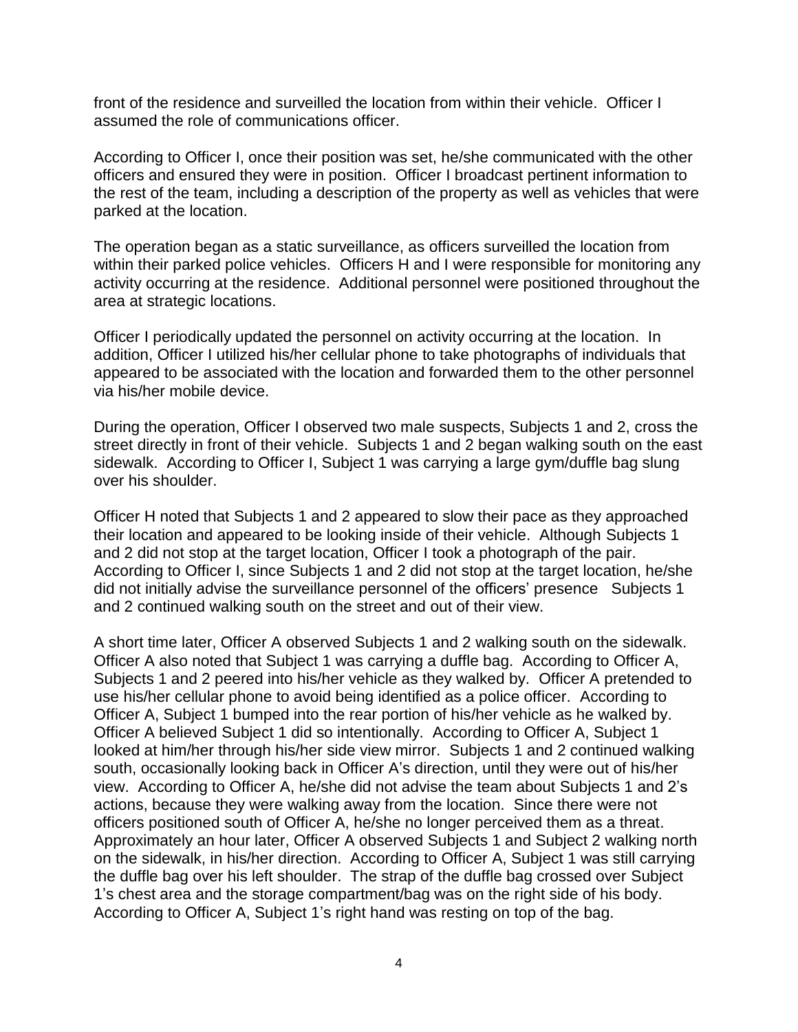front of the residence and surveilled the location from within their vehicle. Officer I assumed the role of communications officer.

According to Officer I, once their position was set, he/she communicated with the other officers and ensured they were in position. Officer I broadcast pertinent information to the rest of the team, including a description of the property as well as vehicles that were parked at the location.

The operation began as a static surveillance, as officers surveilled the location from within their parked police vehicles. Officers H and I were responsible for monitoring any activity occurring at the residence. Additional personnel were positioned throughout the area at strategic locations.

Officer I periodically updated the personnel on activity occurring at the location. In addition, Officer I utilized his/her cellular phone to take photographs of individuals that appeared to be associated with the location and forwarded them to the other personnel via his/her mobile device.

During the operation, Officer I observed two male suspects, Subjects 1 and 2, cross the street directly in front of their vehicle. Subjects 1 and 2 began walking south on the east sidewalk. According to Officer I, Subject 1 was carrying a large gym/duffle bag slung over his shoulder.

Officer H noted that Subjects 1 and 2 appeared to slow their pace as they approached their location and appeared to be looking inside of their vehicle. Although Subjects 1 and 2 did not stop at the target location, Officer I took a photograph of the pair. According to Officer I, since Subjects 1 and 2 did not stop at the target location, he/she did not initially advise the surveillance personnel of the officers' presence Subjects 1 and 2 continued walking south on the street and out of their view.

A short time later, Officer A observed Subjects 1 and 2 walking south on the sidewalk. Officer A also noted that Subject 1 was carrying a duffle bag. According to Officer A, Subjects 1 and 2 peered into his/her vehicle as they walked by. Officer A pretended to use his/her cellular phone to avoid being identified as a police officer. According to Officer A, Subject 1 bumped into the rear portion of his/her vehicle as he walked by. Officer A believed Subject 1 did so intentionally. According to Officer A, Subject 1 looked at him/her through his/her side view mirror. Subjects 1 and 2 continued walking south, occasionally looking back in Officer A's direction, until they were out of his/her view. According to Officer A, he/she did not advise the team about Subjects 1 and 2's actions, because they were walking away from the location. Since there were not officers positioned south of Officer A, he/she no longer perceived them as a threat. Approximately an hour later, Officer A observed Subjects 1 and Subject 2 walking north on the sidewalk, in his/her direction. According to Officer A, Subject 1 was still carrying the duffle bag over his left shoulder. The strap of the duffle bag crossed over Subject 1's chest area and the storage compartment/bag was on the right side of his body. According to Officer A, Subject 1's right hand was resting on top of the bag.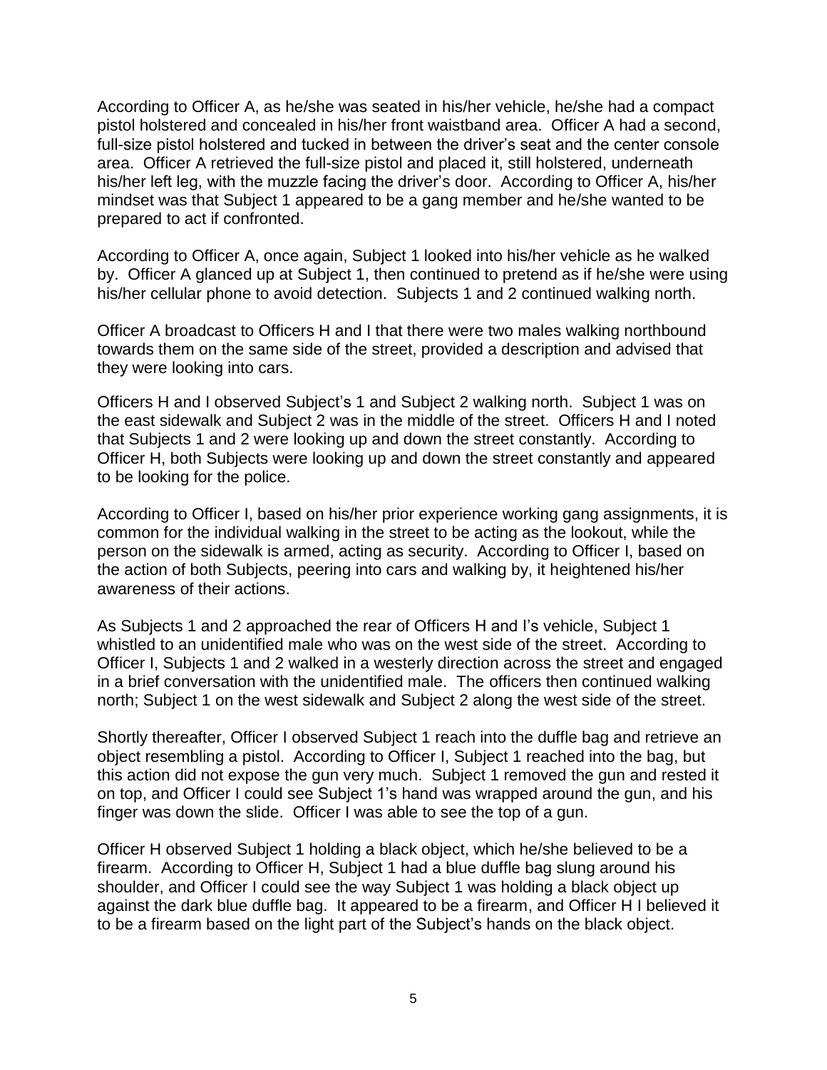According to Officer A, as he/she was seated in his/her vehicle, he/she had a compact pistol holstered and concealed in his/her front waistband area. Officer A had a second, full-size pistol holstered and tucked in between the driver's seat and the center console area. Officer A retrieved the full-size pistol and placed it, still holstered, underneath his/her left leg, with the muzzle facing the driver's door. According to Officer A, his/her mindset was that Subject 1 appeared to be a gang member and he/she wanted to be prepared to act if confronted.

According to Officer A, once again, Subject 1 looked into his/her vehicle as he walked by. Officer A glanced up at Subject 1, then continued to pretend as if he/she were using his/her cellular phone to avoid detection. Subjects 1 and 2 continued walking north.

Officer A broadcast to Officers H and I that there were two males walking northbound towards them on the same side of the street, provided a description and advised that they were looking into cars.

Officers H and I observed Subject's 1 and Subject 2 walking north. Subject 1 was on the east sidewalk and Subject 2 was in the middle of the street. Officers H and I noted that Subjects 1 and 2 were looking up and down the street constantly. According to Officer H, both Subjects were looking up and down the street constantly and appeared to be looking for the police.

According to Officer I, based on his/her prior experience working gang assignments, it is common for the individual walking in the street to be acting as the lookout, while the person on the sidewalk is armed, acting as security. According to Officer I, based on the action of both Subjects, peering into cars and walking by, it heightened his/her awareness of their actions.

As Subjects 1 and 2 approached the rear of Officers H and I's vehicle, Subject 1 whistled to an unidentified male who was on the west side of the street. According to Officer I, Subjects 1 and 2 walked in a westerly direction across the street and engaged in a brief conversation with the unidentified male. The officers then continued walking north; Subject 1 on the west sidewalk and Subject 2 along the west side of the street.

Shortly thereafter, Officer I observed Subject 1 reach into the duffle bag and retrieve an object resembling a pistol. According to Officer I, Subject 1 reached into the bag, but this action did not expose the gun very much. Subject 1 removed the gun and rested it on top, and Officer I could see Subject 1's hand was wrapped around the gun, and his finger was down the slide. Officer I was able to see the top of a gun.

Officer H observed Subject 1 holding a black object, which he/she believed to be a firearm. According to Officer H, Subject 1 had a blue duffle bag slung around his shoulder, and Officer I could see the way Subject 1 was holding a black object up against the dark blue duffle bag. It appeared to be a firearm, and Officer H I believed it to be a firearm based on the light part of the Subject's hands on the black object.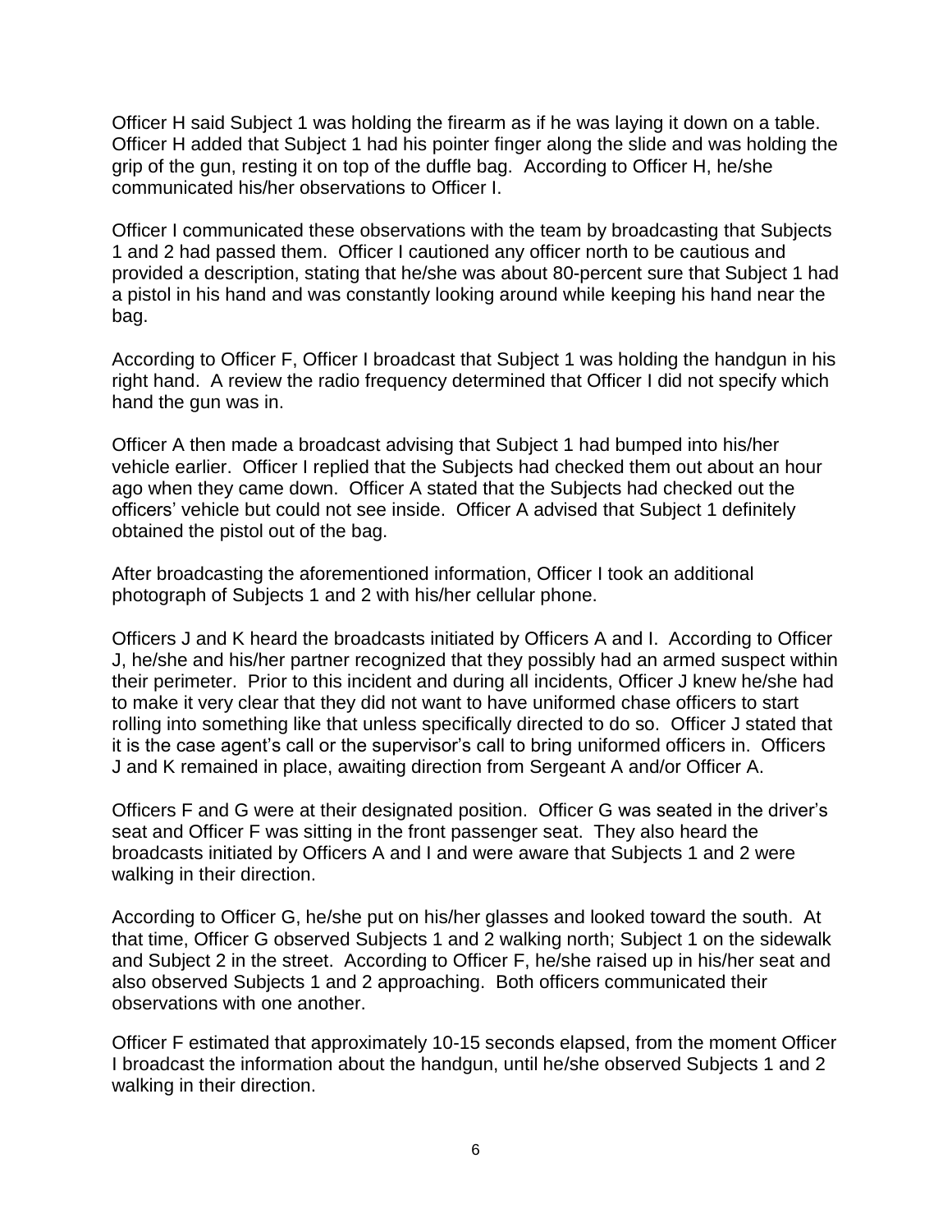Officer H said Subject 1 was holding the firearm as if he was laying it down on a table. Officer H added that Subject 1 had his pointer finger along the slide and was holding the grip of the gun, resting it on top of the duffle bag. According to Officer H, he/she communicated his/her observations to Officer I.

Officer I communicated these observations with the team by broadcasting that Subjects 1 and 2 had passed them. Officer I cautioned any officer north to be cautious and provided a description, stating that he/she was about 80-percent sure that Subject 1 had a pistol in his hand and was constantly looking around while keeping his hand near the bag.

According to Officer F, Officer I broadcast that Subject 1 was holding the handgun in his right hand. A review the radio frequency determined that Officer I did not specify which hand the gun was in.

Officer A then made a broadcast advising that Subject 1 had bumped into his/her vehicle earlier. Officer I replied that the Subjects had checked them out about an hour ago when they came down. Officer A stated that the Subjects had checked out the officers' vehicle but could not see inside. Officer A advised that Subject 1 definitely obtained the pistol out of the bag.

After broadcasting the aforementioned information, Officer I took an additional photograph of Subjects 1 and 2 with his/her cellular phone.

Officers J and K heard the broadcasts initiated by Officers A and I. According to Officer J, he/she and his/her partner recognized that they possibly had an armed suspect within their perimeter. Prior to this incident and during all incidents, Officer J knew he/she had to make it very clear that they did not want to have uniformed chase officers to start rolling into something like that unless specifically directed to do so. Officer J stated that it is the case agent's call or the supervisor's call to bring uniformed officers in. Officers J and K remained in place, awaiting direction from Sergeant A and/or Officer A.

Officers F and G were at their designated position. Officer G was seated in the driver's seat and Officer F was sitting in the front passenger seat. They also heard the broadcasts initiated by Officers A and I and were aware that Subjects 1 and 2 were walking in their direction.

According to Officer G, he/she put on his/her glasses and looked toward the south. At that time, Officer G observed Subjects 1 and 2 walking north; Subject 1 on the sidewalk and Subject 2 in the street. According to Officer F, he/she raised up in his/her seat and also observed Subjects 1 and 2 approaching. Both officers communicated their observations with one another.

Officer F estimated that approximately 10-15 seconds elapsed, from the moment Officer I broadcast the information about the handgun, until he/she observed Subjects 1 and 2 walking in their direction.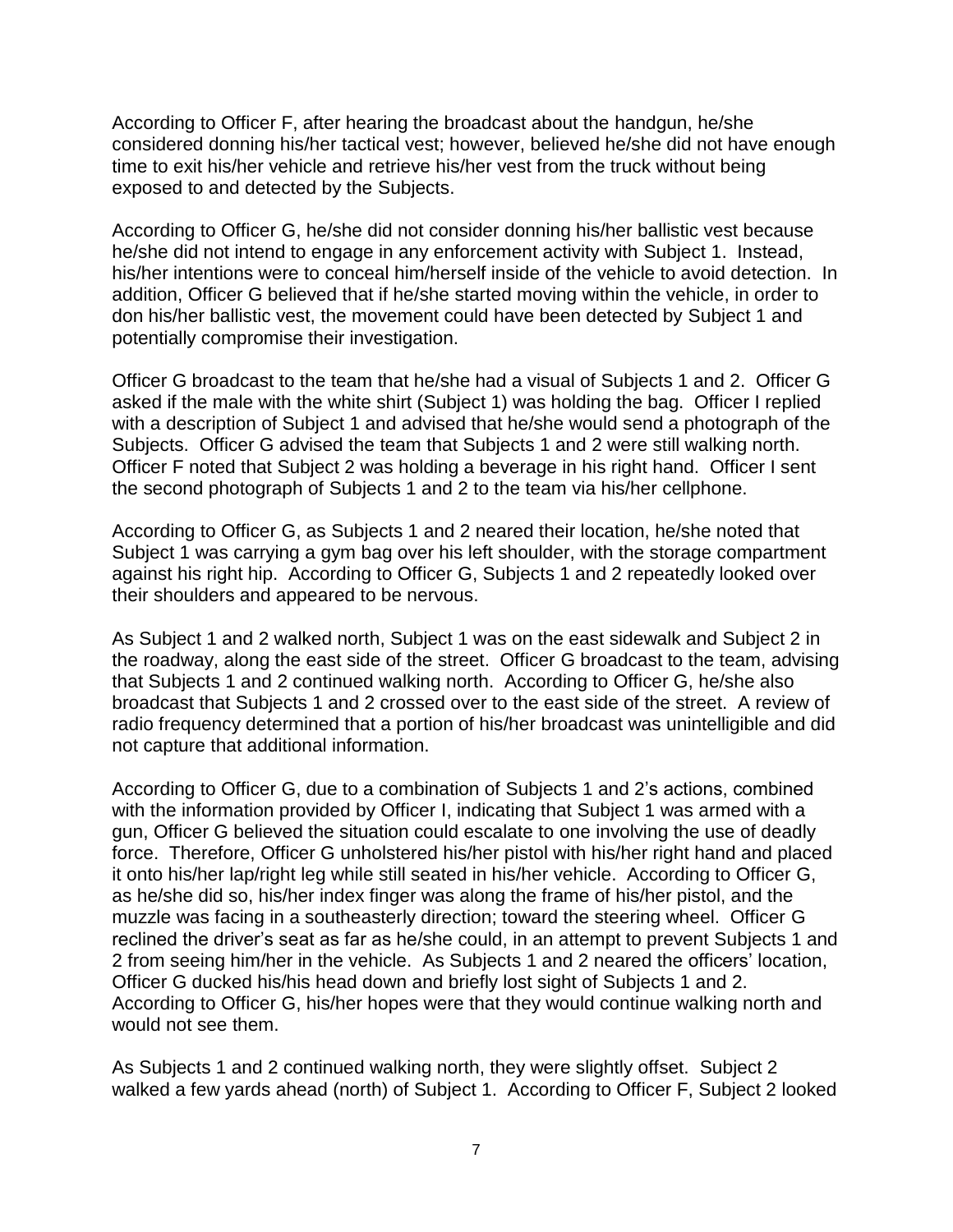According to Officer F, after hearing the broadcast about the handgun, he/she considered donning his/her tactical vest; however, believed he/she did not have enough time to exit his/her vehicle and retrieve his/her vest from the truck without being exposed to and detected by the Subjects.

According to Officer G, he/she did not consider donning his/her ballistic vest because he/she did not intend to engage in any enforcement activity with Subject 1. Instead, his/her intentions were to conceal him/herself inside of the vehicle to avoid detection. In addition, Officer G believed that if he/she started moving within the vehicle, in order to don his/her ballistic vest, the movement could have been detected by Subject 1 and potentially compromise their investigation.

Officer G broadcast to the team that he/she had a visual of Subjects 1 and 2. Officer G asked if the male with the white shirt (Subject 1) was holding the bag. Officer I replied with a description of Subject 1 and advised that he/she would send a photograph of the Subjects. Officer G advised the team that Subjects 1 and 2 were still walking north. Officer F noted that Subject 2 was holding a beverage in his right hand. Officer I sent the second photograph of Subjects 1 and 2 to the team via his/her cellphone.

According to Officer G, as Subjects 1 and 2 neared their location, he/she noted that Subject 1 was carrying a gym bag over his left shoulder, with the storage compartment against his right hip. According to Officer G, Subjects 1 and 2 repeatedly looked over their shoulders and appeared to be nervous.

As Subject 1 and 2 walked north, Subject 1 was on the east sidewalk and Subject 2 in the roadway, along the east side of the street. Officer G broadcast to the team, advising that Subjects 1 and 2 continued walking north. According to Officer G, he/she also broadcast that Subjects 1 and 2 crossed over to the east side of the street. A review of radio frequency determined that a portion of his/her broadcast was unintelligible and did not capture that additional information.

According to Officer G, due to a combination of Subjects 1 and 2's actions, combined with the information provided by Officer I, indicating that Subject 1 was armed with a gun, Officer G believed the situation could escalate to one involving the use of deadly force. Therefore, Officer G unholstered his/her pistol with his/her right hand and placed it onto his/her lap/right leg while still seated in his/her vehicle. According to Officer G, as he/she did so, his/her index finger was along the frame of his/her pistol, and the muzzle was facing in a southeasterly direction; toward the steering wheel. Officer G reclined the driver's seat as far as he/she could, in an attempt to prevent Subjects 1 and 2 from seeing him/her in the vehicle. As Subjects 1 and 2 neared the officers' location, Officer G ducked his/his head down and briefly lost sight of Subjects 1 and 2. According to Officer G, his/her hopes were that they would continue walking north and would not see them.

As Subjects 1 and 2 continued walking north, they were slightly offset. Subject 2 walked a few yards ahead (north) of Subject 1. According to Officer F, Subject 2 looked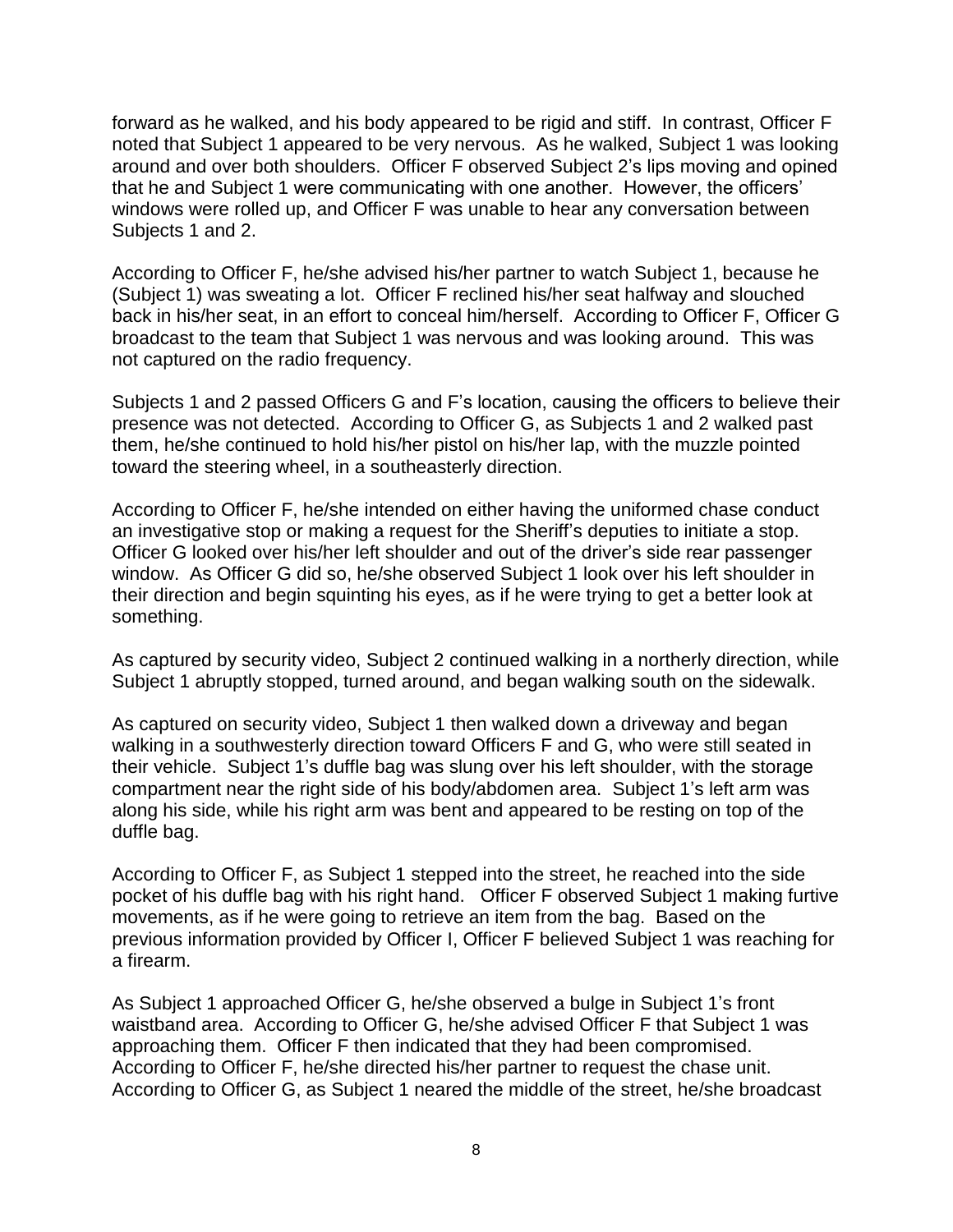forward as he walked, and his body appeared to be rigid and stiff. In contrast, Officer F noted that Subject 1 appeared to be very nervous. As he walked, Subject 1 was looking around and over both shoulders. Officer F observed Subject 2's lips moving and opined that he and Subject 1 were communicating with one another. However, the officers' windows were rolled up, and Officer F was unable to hear any conversation between Subjects 1 and 2.

According to Officer F, he/she advised his/her partner to watch Subject 1, because he (Subject 1) was sweating a lot. Officer F reclined his/her seat halfway and slouched back in his/her seat, in an effort to conceal him/herself. According to Officer F, Officer G broadcast to the team that Subject 1 was nervous and was looking around. This was not captured on the radio frequency.

Subjects 1 and 2 passed Officers G and F's location, causing the officers to believe their presence was not detected. According to Officer G, as Subjects 1 and 2 walked past them, he/she continued to hold his/her pistol on his/her lap, with the muzzle pointed toward the steering wheel, in a southeasterly direction.

According to Officer F, he/she intended on either having the uniformed chase conduct an investigative stop or making a request for the Sheriff's deputies to initiate a stop. Officer G looked over his/her left shoulder and out of the driver's side rear passenger window. As Officer G did so, he/she observed Subject 1 look over his left shoulder in their direction and begin squinting his eyes, as if he were trying to get a better look at something.

As captured by security video, Subject 2 continued walking in a northerly direction, while Subject 1 abruptly stopped, turned around, and began walking south on the sidewalk.

As captured on security video, Subject 1 then walked down a driveway and began walking in a southwesterly direction toward Officers F and G, who were still seated in their vehicle. Subject 1's duffle bag was slung over his left shoulder, with the storage compartment near the right side of his body/abdomen area. Subject 1's left arm was along his side, while his right arm was bent and appeared to be resting on top of the duffle bag.

According to Officer F, as Subject 1 stepped into the street, he reached into the side pocket of his duffle bag with his right hand. Officer F observed Subject 1 making furtive movements, as if he were going to retrieve an item from the bag. Based on the previous information provided by Officer I, Officer F believed Subject 1 was reaching for a firearm.

As Subject 1 approached Officer G, he/she observed a bulge in Subject 1's front waistband area. According to Officer G, he/she advised Officer F that Subject 1 was approaching them. Officer F then indicated that they had been compromised. According to Officer F, he/she directed his/her partner to request the chase unit. According to Officer G, as Subject 1 neared the middle of the street, he/she broadcast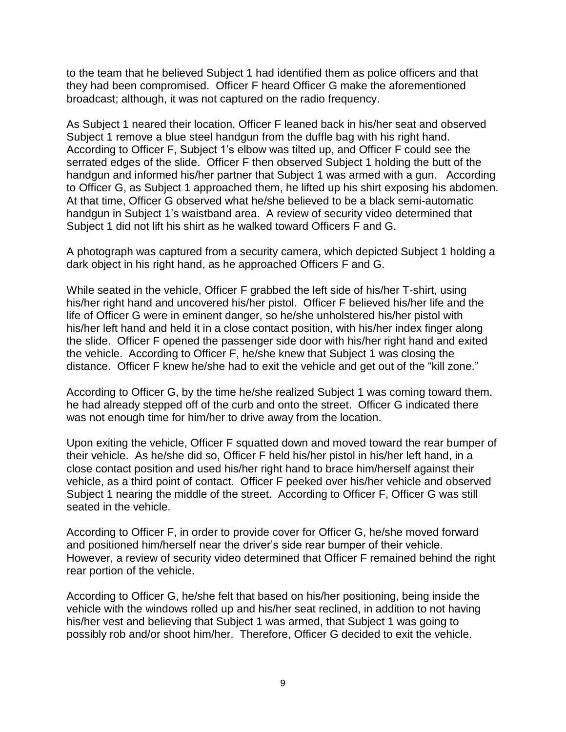to the team that he believed Subject 1 had identified them as police officers and that they had been compromised. Officer F heard Officer G make the aforementioned broadcast; although, it was not captured on the radio frequency.

As Subject 1 neared their location, Officer F leaned back in his/her seat and observed Subject 1 remove a blue steel handgun from the duffle bag with his right hand. According to Officer F, Subject 1's elbow was tilted up, and Officer F could see the serrated edges of the slide. Officer F then observed Subject 1 holding the butt of the handgun and informed his/her partner that Subject 1 was armed with a gun. According to Officer G, as Subject 1 approached them, he lifted up his shirt exposing his abdomen. At that time, Officer G observed what he/she believed to be a black semi-automatic handgun in Subject 1's waistband area. A review of security video determined that Subject 1 did not lift his shirt as he walked toward Officers F and G.

A photograph was captured from a security camera, which depicted Subject 1 holding a dark object in his right hand, as he approached Officers F and G.

While seated in the vehicle, Officer F grabbed the left side of his/her T-shirt, using his/her right hand and uncovered his/her pistol. Officer F believed his/her life and the life of Officer G were in eminent danger, so he/she unholstered his/her pistol with his/her left hand and held it in a close contact position, with his/her index finger along the slide. Officer F opened the passenger side door with his/her right hand and exited the vehicle. According to Officer F, he/she knew that Subject 1 was closing the distance. Officer F knew he/she had to exit the vehicle and get out of the "kill zone."

According to Officer G, by the time he/she realized Subject 1 was coming toward them, he had already stepped off of the curb and onto the street. Officer G indicated there was not enough time for him/her to drive away from the location.

Upon exiting the vehicle, Officer F squatted down and moved toward the rear bumper of their vehicle. As he/she did so, Officer F held his/her pistol in his/her left hand, in a close contact position and used his/her right hand to brace him/herself against their vehicle, as a third point of contact. Officer F peeked over his/her vehicle and observed Subject 1 nearing the middle of the street. According to Officer F, Officer G was still seated in the vehicle.

According to Officer F, in order to provide cover for Officer G, he/she moved forward and positioned him/herself near the driver's side rear bumper of their vehicle. However, a review of security video determined that Officer F remained behind the right rear portion of the vehicle.

According to Officer G, he/she felt that based on his/her positioning, being inside the vehicle with the windows rolled up and his/her seat reclined, in addition to not having his/her vest and believing that Subject 1 was armed, that Subject 1 was going to possibly rob and/or shoot him/her. Therefore, Officer G decided to exit the vehicle.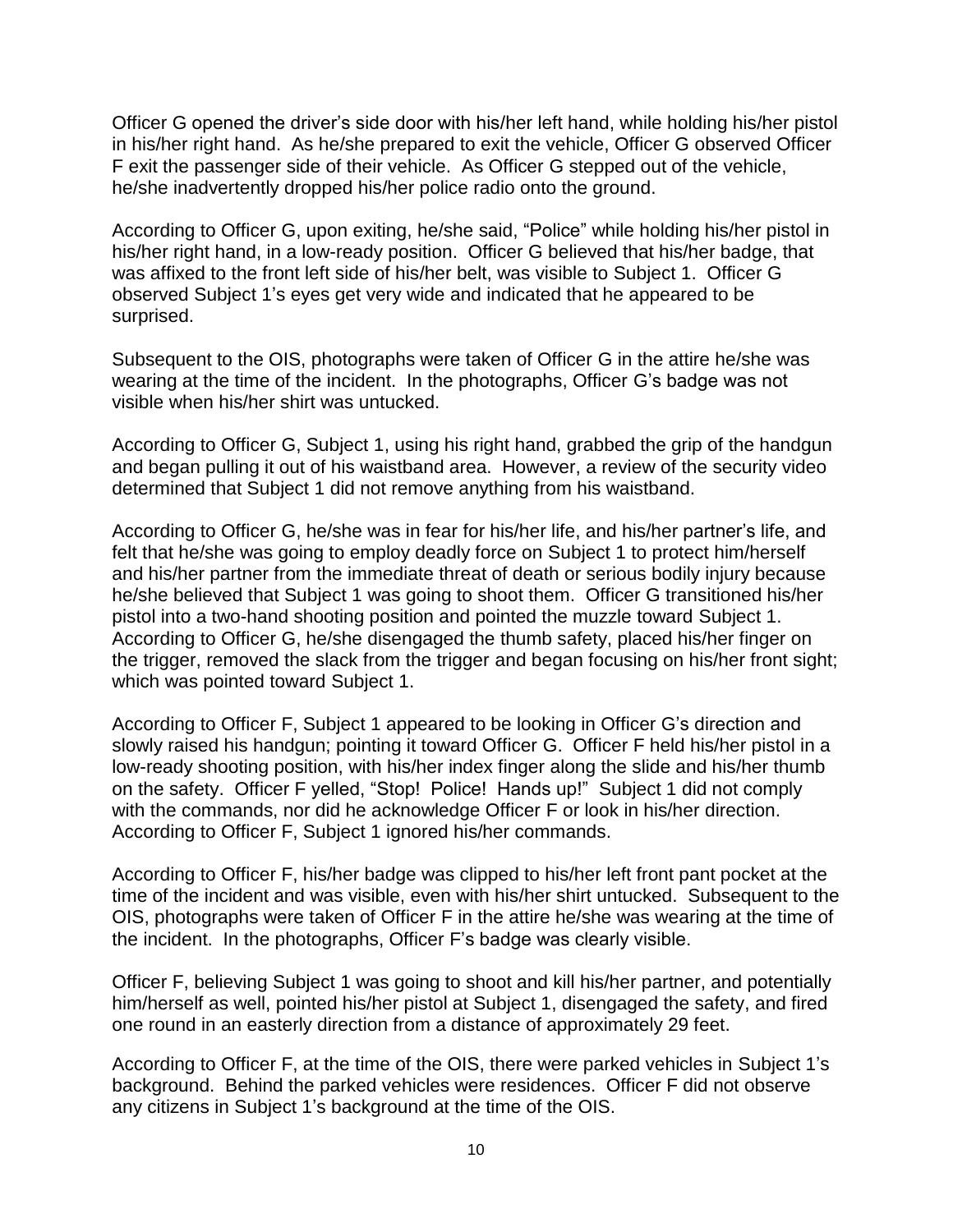Officer G opened the driver's side door with his/her left hand, while holding his/her pistol in his/her right hand. As he/she prepared to exit the vehicle, Officer G observed Officer F exit the passenger side of their vehicle. As Officer G stepped out of the vehicle, he/she inadvertently dropped his/her police radio onto the ground.

According to Officer G, upon exiting, he/she said, "Police" while holding his/her pistol in his/her right hand, in a low-ready position. Officer G believed that his/her badge, that was affixed to the front left side of his/her belt, was visible to Subject 1. Officer G observed Subject 1's eyes get very wide and indicated that he appeared to be surprised.

Subsequent to the OIS, photographs were taken of Officer G in the attire he/she was wearing at the time of the incident. In the photographs, Officer G's badge was not visible when his/her shirt was untucked.

According to Officer G, Subject 1, using his right hand, grabbed the grip of the handgun and began pulling it out of his waistband area. However, a review of the security video determined that Subject 1 did not remove anything from his waistband.

According to Officer G, he/she was in fear for his/her life, and his/her partner's life, and felt that he/she was going to employ deadly force on Subject 1 to protect him/herself and his/her partner from the immediate threat of death or serious bodily injury because he/she believed that Subject 1 was going to shoot them. Officer G transitioned his/her pistol into a two-hand shooting position and pointed the muzzle toward Subject 1. According to Officer G, he/she disengaged the thumb safety, placed his/her finger on the trigger, removed the slack from the trigger and began focusing on his/her front sight; which was pointed toward Subject 1.

According to Officer F, Subject 1 appeared to be looking in Officer G's direction and slowly raised his handgun; pointing it toward Officer G. Officer F held his/her pistol in a low-ready shooting position, with his/her index finger along the slide and his/her thumb on the safety. Officer F yelled, "Stop! Police! Hands up!" Subject 1 did not comply with the commands, nor did he acknowledge Officer F or look in his/her direction. According to Officer F, Subject 1 ignored his/her commands.

According to Officer F, his/her badge was clipped to his/her left front pant pocket at the time of the incident and was visible, even with his/her shirt untucked. Subsequent to the OIS, photographs were taken of Officer F in the attire he/she was wearing at the time of the incident. In the photographs, Officer F's badge was clearly visible.

Officer F, believing Subject 1 was going to shoot and kill his/her partner, and potentially him/herself as well, pointed his/her pistol at Subject 1, disengaged the safety, and fired one round in an easterly direction from a distance of approximately 29 feet.

According to Officer F, at the time of the OIS, there were parked vehicles in Subject 1's background. Behind the parked vehicles were residences. Officer F did not observe any citizens in Subject 1's background at the time of the OIS.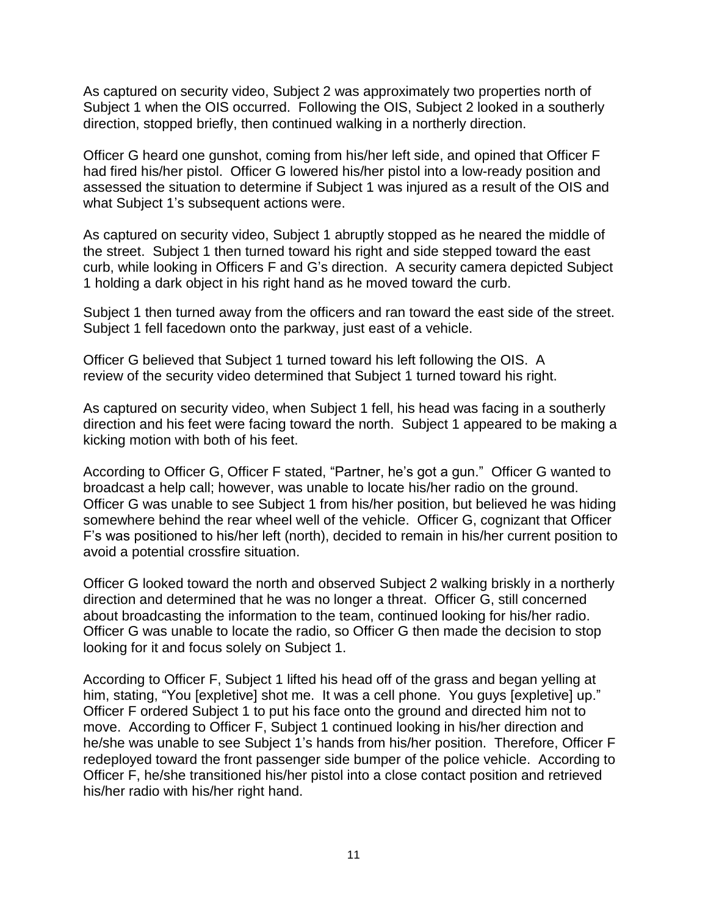As captured on security video, Subject 2 was approximately two properties north of Subject 1 when the OIS occurred. Following the OIS, Subject 2 looked in a southerly direction, stopped briefly, then continued walking in a northerly direction.

Officer G heard one gunshot, coming from his/her left side, and opined that Officer F had fired his/her pistol. Officer G lowered his/her pistol into a low-ready position and assessed the situation to determine if Subject 1 was injured as a result of the OIS and what Subject 1's subsequent actions were.

As captured on security video, Subject 1 abruptly stopped as he neared the middle of the street. Subject 1 then turned toward his right and side stepped toward the east curb, while looking in Officers F and G's direction. A security camera depicted Subject 1 holding a dark object in his right hand as he moved toward the curb.

Subject 1 then turned away from the officers and ran toward the east side of the street. Subject 1 fell facedown onto the parkway, just east of a vehicle.

Officer G believed that Subject 1 turned toward his left following the OIS. A review of the security video determined that Subject 1 turned toward his right.

As captured on security video, when Subject 1 fell, his head was facing in a southerly direction and his feet were facing toward the north. Subject 1 appeared to be making a kicking motion with both of his feet.

According to Officer G, Officer F stated, "Partner, he's got a gun." Officer G wanted to broadcast a help call; however, was unable to locate his/her radio on the ground. Officer G was unable to see Subject 1 from his/her position, but believed he was hiding somewhere behind the rear wheel well of the vehicle. Officer G, cognizant that Officer F's was positioned to his/her left (north), decided to remain in his/her current position to avoid a potential crossfire situation.

Officer G looked toward the north and observed Subject 2 walking briskly in a northerly direction and determined that he was no longer a threat. Officer G, still concerned about broadcasting the information to the team, continued looking for his/her radio. Officer G was unable to locate the radio, so Officer G then made the decision to stop looking for it and focus solely on Subject 1.

According to Officer F, Subject 1 lifted his head off of the grass and began yelling at him, stating, "You [expletive] shot me. It was a cell phone. You guys [expletive] up." Officer F ordered Subject 1 to put his face onto the ground and directed him not to move. According to Officer F, Subject 1 continued looking in his/her direction and he/she was unable to see Subject 1's hands from his/her position. Therefore, Officer F redeployed toward the front passenger side bumper of the police vehicle. According to Officer F, he/she transitioned his/her pistol into a close contact position and retrieved his/her radio with his/her right hand.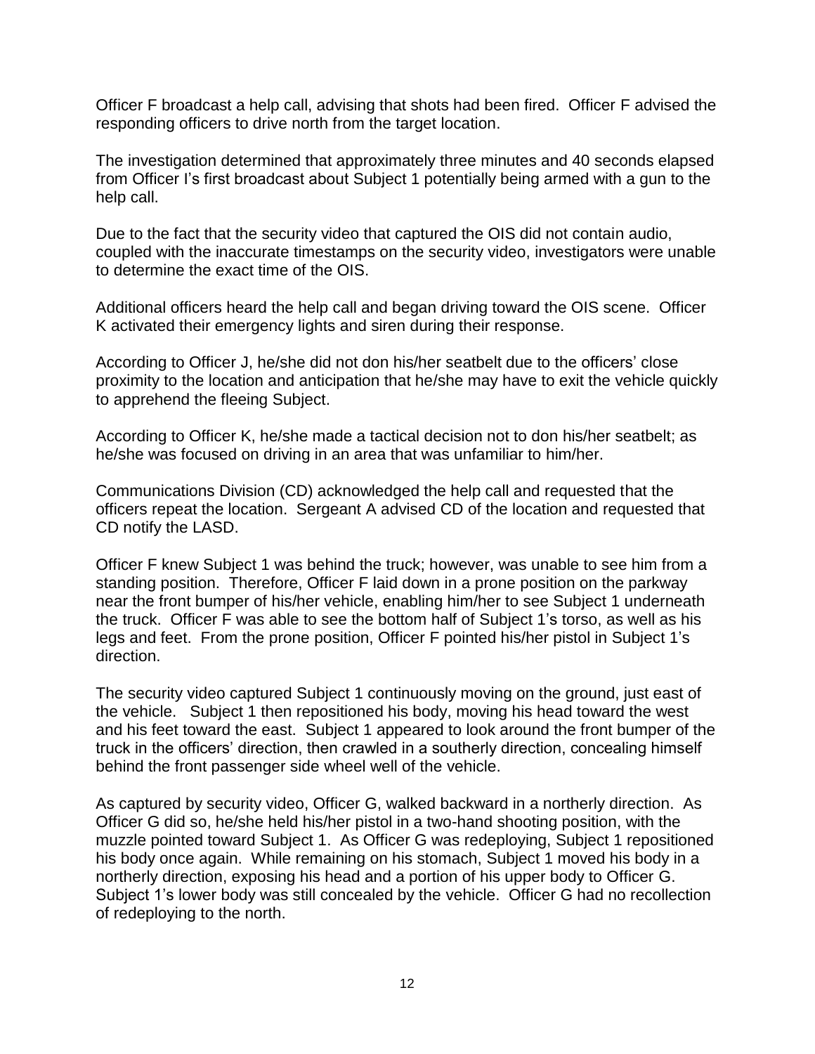Officer F broadcast a help call, advising that shots had been fired. Officer F advised the responding officers to drive north from the target location.

The investigation determined that approximately three minutes and 40 seconds elapsed from Officer I's first broadcast about Subject 1 potentially being armed with a gun to the help call.

Due to the fact that the security video that captured the OIS did not contain audio, coupled with the inaccurate timestamps on the security video, investigators were unable to determine the exact time of the OIS.

Additional officers heard the help call and began driving toward the OIS scene. Officer K activated their emergency lights and siren during their response.

According to Officer J, he/she did not don his/her seatbelt due to the officers' close proximity to the location and anticipation that he/she may have to exit the vehicle quickly to apprehend the fleeing Subject.

According to Officer K, he/she made a tactical decision not to don his/her seatbelt; as he/she was focused on driving in an area that was unfamiliar to him/her.

Communications Division (CD) acknowledged the help call and requested that the officers repeat the location. Sergeant A advised CD of the location and requested that CD notify the LASD.

Officer F knew Subject 1 was behind the truck; however, was unable to see him from a standing position. Therefore, Officer F laid down in a prone position on the parkway near the front bumper of his/her vehicle, enabling him/her to see Subject 1 underneath the truck. Officer F was able to see the bottom half of Subject 1's torso, as well as his legs and feet. From the prone position, Officer F pointed his/her pistol in Subject 1's direction.

The security video captured Subject 1 continuously moving on the ground, just east of the vehicle. Subject 1 then repositioned his body, moving his head toward the west and his feet toward the east. Subject 1 appeared to look around the front bumper of the truck in the officers' direction, then crawled in a southerly direction, concealing himself behind the front passenger side wheel well of the vehicle.

As captured by security video, Officer G, walked backward in a northerly direction. As Officer G did so, he/she held his/her pistol in a two-hand shooting position, with the muzzle pointed toward Subject 1. As Officer G was redeploying, Subject 1 repositioned his body once again. While remaining on his stomach, Subject 1 moved his body in a northerly direction, exposing his head and a portion of his upper body to Officer G. Subject 1's lower body was still concealed by the vehicle. Officer G had no recollection of redeploying to the north.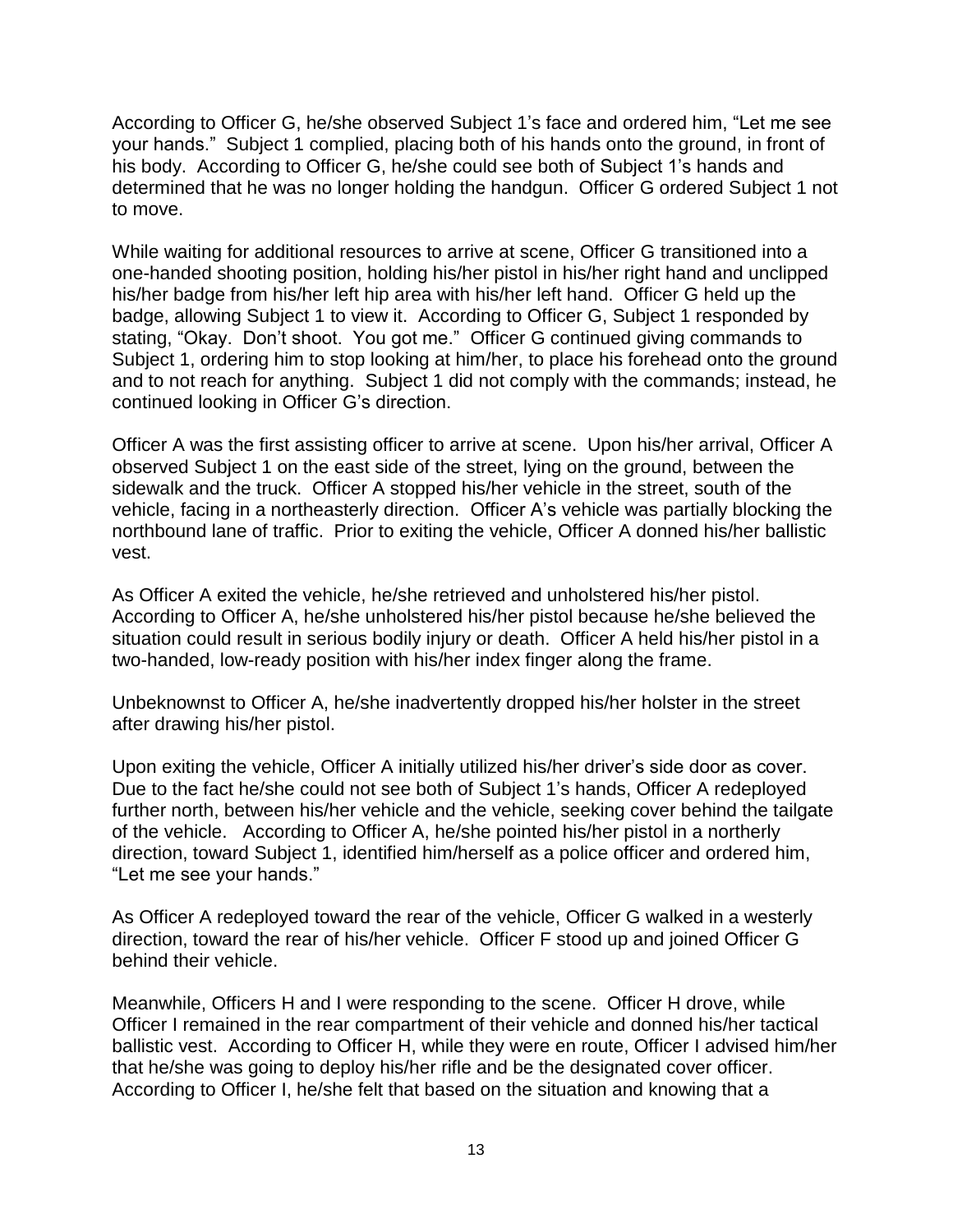According to Officer G, he/she observed Subject 1's face and ordered him, "Let me see your hands." Subject 1 complied, placing both of his hands onto the ground, in front of his body. According to Officer G, he/she could see both of Subject 1's hands and determined that he was no longer holding the handgun. Officer G ordered Subject 1 not to move.

While waiting for additional resources to arrive at scene, Officer G transitioned into a one-handed shooting position, holding his/her pistol in his/her right hand and unclipped his/her badge from his/her left hip area with his/her left hand. Officer G held up the badge, allowing Subject 1 to view it. According to Officer G, Subject 1 responded by stating, "Okay. Don't shoot. You got me." Officer G continued giving commands to Subject 1, ordering him to stop looking at him/her, to place his forehead onto the ground and to not reach for anything. Subject 1 did not comply with the commands; instead, he continued looking in Officer G's direction.

Officer A was the first assisting officer to arrive at scene. Upon his/her arrival, Officer A observed Subject 1 on the east side of the street, lying on the ground, between the sidewalk and the truck. Officer A stopped his/her vehicle in the street, south of the vehicle, facing in a northeasterly direction. Officer A's vehicle was partially blocking the northbound lane of traffic. Prior to exiting the vehicle, Officer A donned his/her ballistic vest.

As Officer A exited the vehicle, he/she retrieved and unholstered his/her pistol. According to Officer A, he/she unholstered his/her pistol because he/she believed the situation could result in serious bodily injury or death. Officer A held his/her pistol in a two-handed, low-ready position with his/her index finger along the frame.

Unbeknownst to Officer A, he/she inadvertently dropped his/her holster in the street after drawing his/her pistol.

Upon exiting the vehicle, Officer A initially utilized his/her driver's side door as cover. Due to the fact he/she could not see both of Subject 1's hands, Officer A redeployed further north, between his/her vehicle and the vehicle, seeking cover behind the tailgate of the vehicle. According to Officer A, he/she pointed his/her pistol in a northerly direction, toward Subject 1, identified him/herself as a police officer and ordered him, "Let me see your hands."

As Officer A redeployed toward the rear of the vehicle, Officer G walked in a westerly direction, toward the rear of his/her vehicle. Officer F stood up and joined Officer G behind their vehicle.

Meanwhile, Officers H and I were responding to the scene. Officer H drove, while Officer I remained in the rear compartment of their vehicle and donned his/her tactical ballistic vest. According to Officer H, while they were en route, Officer I advised him/her that he/she was going to deploy his/her rifle and be the designated cover officer. According to Officer I, he/she felt that based on the situation and knowing that a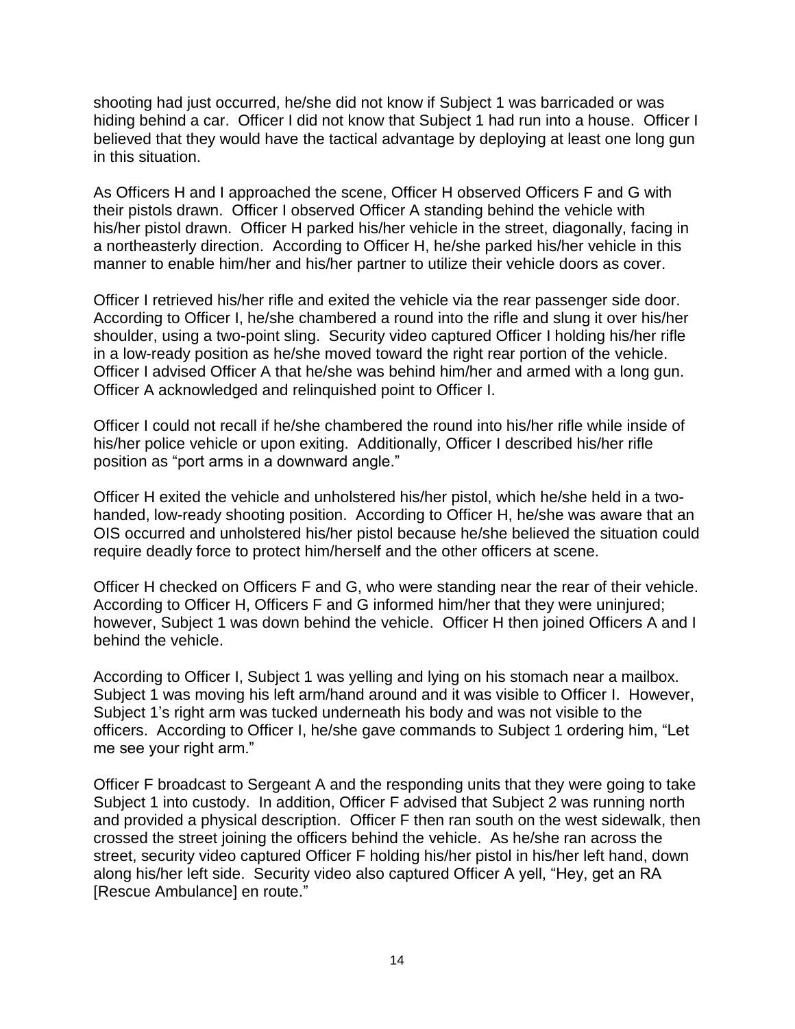shooting had just occurred, he/she did not know if Subject 1 was barricaded or was hiding behind a car. Officer I did not know that Subject 1 had run into a house. Officer I believed that they would have the tactical advantage by deploying at least one long gun in this situation.

As Officers H and I approached the scene, Officer H observed Officers F and G with their pistols drawn. Officer I observed Officer A standing behind the vehicle with his/her pistol drawn. Officer H parked his/her vehicle in the street, diagonally, facing in a northeasterly direction. According to Officer H, he/she parked his/her vehicle in this manner to enable him/her and his/her partner to utilize their vehicle doors as cover.

Officer I retrieved his/her rifle and exited the vehicle via the rear passenger side door. According to Officer I, he/she chambered a round into the rifle and slung it over his/her shoulder, using a two-point sling. Security video captured Officer I holding his/her rifle in a low-ready position as he/she moved toward the right rear portion of the vehicle. Officer I advised Officer A that he/she was behind him/her and armed with a long gun. Officer A acknowledged and relinquished point to Officer I.

Officer I could not recall if he/she chambered the round into his/her rifle while inside of his/her police vehicle or upon exiting. Additionally, Officer I described his/her rifle position as "port arms in a downward angle."

Officer H exited the vehicle and unholstered his/her pistol, which he/she held in a two-handed, low-ready shooting position. According to Officer H, he/she was aware that an OIS occurred and unholstered his/her pistol because he/she believed the situation could require deadly force to protect him/herself and the other officers at scene.

Officer H checked on Officers F and G, who were standing near the rear of their vehicle. According to Officer H, Officers F and G informed him/her that they were uninjured; however, Subject 1 was down behind the vehicle. Officer H then joined Officers A and I behind the vehicle.

According to Officer I, Subject 1 was yelling and lying on his stomach near a mailbox. Subject 1 was moving his left arm/hand around and it was visible to Officer I. However, Subject 1's right arm was tucked underneath his body and was not visible to the officers. According to Officer I, he/she gave commands to Subject 1 ordering him, "Let me see your right arm."

Officer F broadcast to Sergeant A and the responding units that they were going to take Subject 1 into custody. In addition, Officer F advised that Subject 2 was running north and provided a physical description. Officer F then ran south on the west sidewalk, then crossed the street joining the officers behind the vehicle. As he/she ran across the street, security video captured Officer F holding his/her pistol in his/her left hand, down along his/her left side. Security video also captured Officer A yell, "Hey, get an RA [Rescue Ambulance] en route."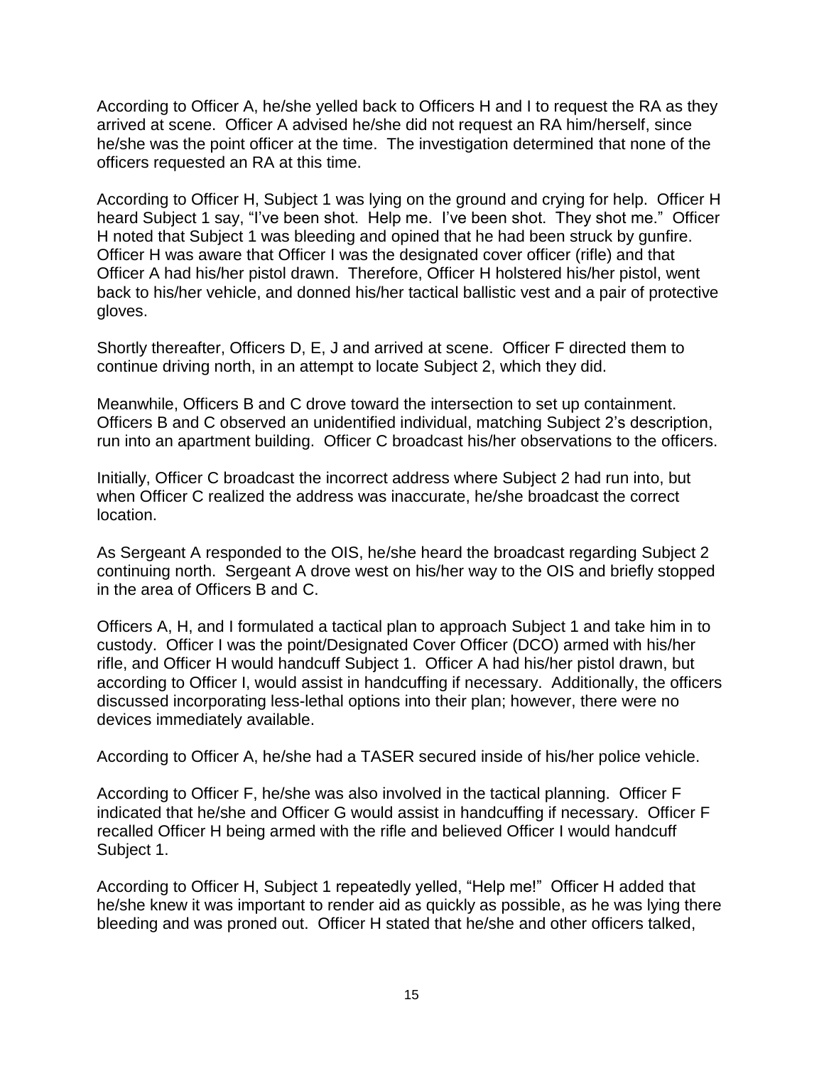According to Officer A, he/she yelled back to Officers H and I to request the RA as they arrived at scene. Officer A advised he/she did not request an RA him/herself, since he/she was the point officer at the time. The investigation determined that none of the officers requested an RA at this time.

According to Officer H, Subject 1 was lying on the ground and crying for help. Officer H heard Subject 1 say, "I've been shot. Help me. I've been shot. They shot me." Officer H noted that Subject 1 was bleeding and opined that he had been struck by gunfire. Officer H was aware that Officer I was the designated cover officer (rifle) and that Officer A had his/her pistol drawn. Therefore, Officer H holstered his/her pistol, went back to his/her vehicle, and donned his/her tactical ballistic vest and a pair of protective gloves.

Shortly thereafter, Officers D, E, J and arrived at scene. Officer F directed them to continue driving north, in an attempt to locate Subject 2, which they did.

Meanwhile, Officers B and C drove toward the intersection to set up containment. Officers B and C observed an unidentified individual, matching Subject 2's description, run into an apartment building. Officer C broadcast his/her observations to the officers.

Initially, Officer C broadcast the incorrect address where Subject 2 had run into, but when Officer C realized the address was inaccurate, he/she broadcast the correct location.

As Sergeant A responded to the OIS, he/she heard the broadcast regarding Subject 2 continuing north. Sergeant A drove west on his/her way to the OIS and briefly stopped in the area of Officers B and C.

Officers A, H, and I formulated a tactical plan to approach Subject 1 and take him in to custody. Officer I was the point/Designated Cover Officer (DCO) armed with his/her rifle, and Officer H would handcuff Subject 1. Officer A had his/her pistol drawn, but according to Officer I, would assist in handcuffing if necessary. Additionally, the officers discussed incorporating less-lethal options into their plan; however, there were no devices immediately available.

According to Officer A, he/she had a TASER secured inside of his/her police vehicle.

According to Officer F, he/she was also involved in the tactical planning. Officer F indicated that he/she and Officer G would assist in handcuffing if necessary. Officer F recalled Officer H being armed with the rifle and believed Officer I would handcuff Subject 1.

According to Officer H, Subject 1 repeatedly yelled, "Help me!" Officer H added that he/she knew it was important to render aid as quickly as possible, as he was lying there bleeding and was proned out. Officer H stated that he/she and other officers talked,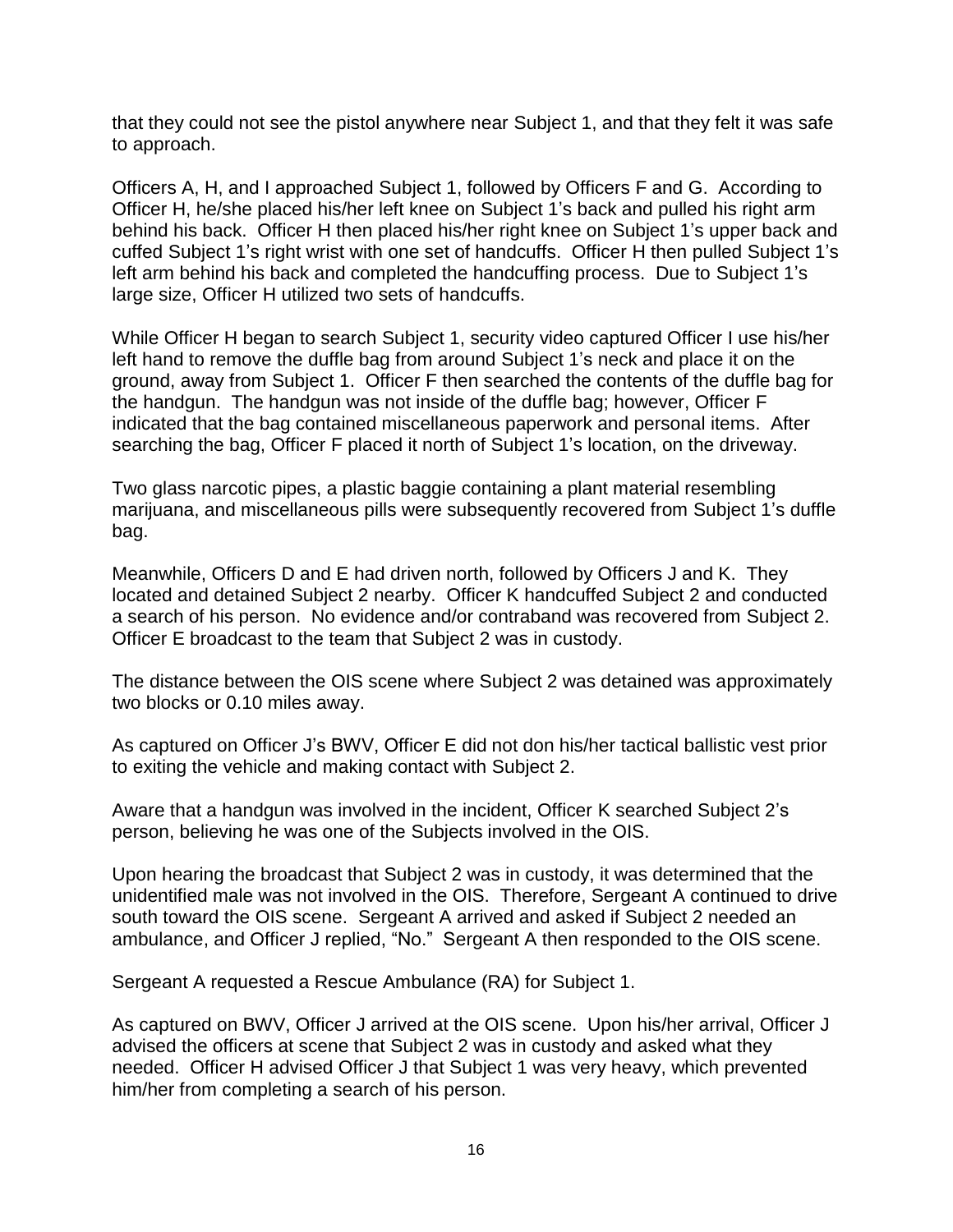that they could not see the pistol anywhere near Subject 1, and that they felt it was safe to approach.

Officers A, H, and I approached Subject 1, followed by Officers F and G. According to Officer H, he/she placed his/her left knee on Subject 1's back and pulled his right arm behind his back. Officer H then placed his/her right knee on Subject 1's upper back and cuffed Subject 1's right wrist with one set of handcuffs. Officer H then pulled Subject 1's left arm behind his back and completed the handcuffing process. Due to Subject 1's large size, Officer H utilized two sets of handcuffs.

While Officer H began to search Subject 1, security video captured Officer I use his/her left hand to remove the duffle bag from around Subject 1's neck and place it on the ground, away from Subject 1. Officer F then searched the contents of the duffle bag for the handgun. The handgun was not inside of the duffle bag; however, Officer F indicated that the bag contained miscellaneous paperwork and personal items. After searching the bag, Officer F placed it north of Subject 1's location, on the driveway.

Two glass narcotic pipes, a plastic baggie containing a plant material resembling marijuana, and miscellaneous pills were subsequently recovered from Subject 1's duffle bag.

Meanwhile, Officers D and E had driven north, followed by Officers J and K. They located and detained Subject 2 nearby. Officer K handcuffed Subject 2 and conducted a search of his person. No evidence and/or contraband was recovered from Subject 2. Officer E broadcast to the team that Subject 2 was in custody.

The distance between the OIS scene where Subject 2 was detained was approximately two blocks or 0.10 miles away.

As captured on Officer J's BWV, Officer E did not don his/her tactical ballistic vest prior to exiting the vehicle and making contact with Subject 2.

Aware that a handgun was involved in the incident, Officer K searched Subject 2's person, believing he was one of the Subjects involved in the OIS.

Upon hearing the broadcast that Subject 2 was in custody, it was determined that the unidentified male was not involved in the OIS. Therefore, Sergeant A continued to drive south toward the OIS scene. Sergeant A arrived and asked if Subject 2 needed an ambulance, and Officer J replied, "No." Sergeant A then responded to the OIS scene.

Sergeant A requested a Rescue Ambulance (RA) for Subject 1.

As captured on BWV, Officer J arrived at the OIS scene. Upon his/her arrival, Officer J advised the officers at scene that Subject 2 was in custody and asked what they needed. Officer H advised Officer J that Subject 1 was very heavy, which prevented him/her from completing a search of his person.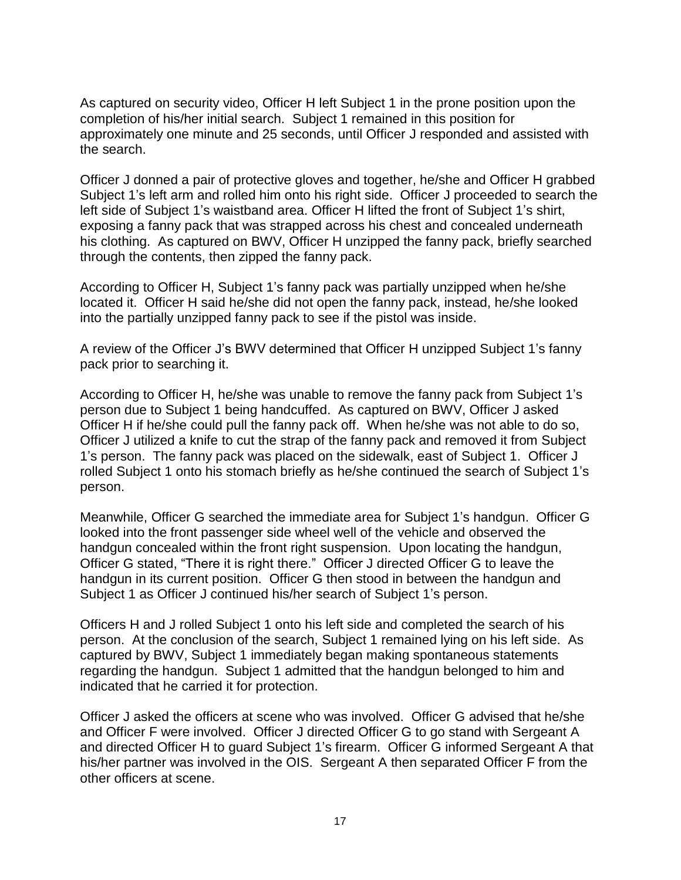As captured on security video, Officer H left Subject 1 in the prone position upon the completion of his/her initial search. Subject 1 remained in this position for approximately one minute and 25 seconds, until Officer J responded and assisted with the search.

Officer J donned a pair of protective gloves and together, he/she and Officer H grabbed Subject 1's left arm and rolled him onto his right side. Officer J proceeded to search the left side of Subject 1's waistband area. Officer H lifted the front of Subject 1's shirt, exposing a fanny pack that was strapped across his chest and concealed underneath his clothing. As captured on BWV, Officer H unzipped the fanny pack, briefly searched through the contents, then zipped the fanny pack.

According to Officer H, Subject 1's fanny pack was partially unzipped when he/she located it. Officer H said he/she did not open the fanny pack, instead, he/she looked into the partially unzipped fanny pack to see if the pistol was inside.

A review of the Officer J's BWV determined that Officer H unzipped Subject 1's fanny pack prior to searching it.

According to Officer H, he/she was unable to remove the fanny pack from Subject 1's person due to Subject 1 being handcuffed. As captured on BWV, Officer J asked Officer H if he/she could pull the fanny pack off. When he/she was not able to do so, Officer J utilized a knife to cut the strap of the fanny pack and removed it from Subject 1's person. The fanny pack was placed on the sidewalk, east of Subject 1. Officer J rolled Subject 1 onto his stomach briefly as he/she continued the search of Subject 1's person.

Meanwhile, Officer G searched the immediate area for Subject 1's handgun. Officer G looked into the front passenger side wheel well of the vehicle and observed the handgun concealed within the front right suspension. Upon locating the handgun, Officer G stated, "There it is right there." Officer J directed Officer G to leave the handgun in its current position. Officer G then stood in between the handgun and Subject 1 as Officer J continued his/her search of Subject 1's person.

Officers H and J rolled Subject 1 onto his left side and completed the search of his person. At the conclusion of the search, Subject 1 remained lying on his left side. As captured by BWV, Subject 1 immediately began making spontaneous statements regarding the handgun. Subject 1 admitted that the handgun belonged to him and indicated that he carried it for protection.

Officer J asked the officers at scene who was involved. Officer G advised that he/she and Officer F were involved. Officer J directed Officer G to go stand with Sergeant A and directed Officer H to guard Subject 1's firearm. Officer G informed Sergeant A that his/her partner was involved in the OIS. Sergeant A then separated Officer F from the other officers at scene.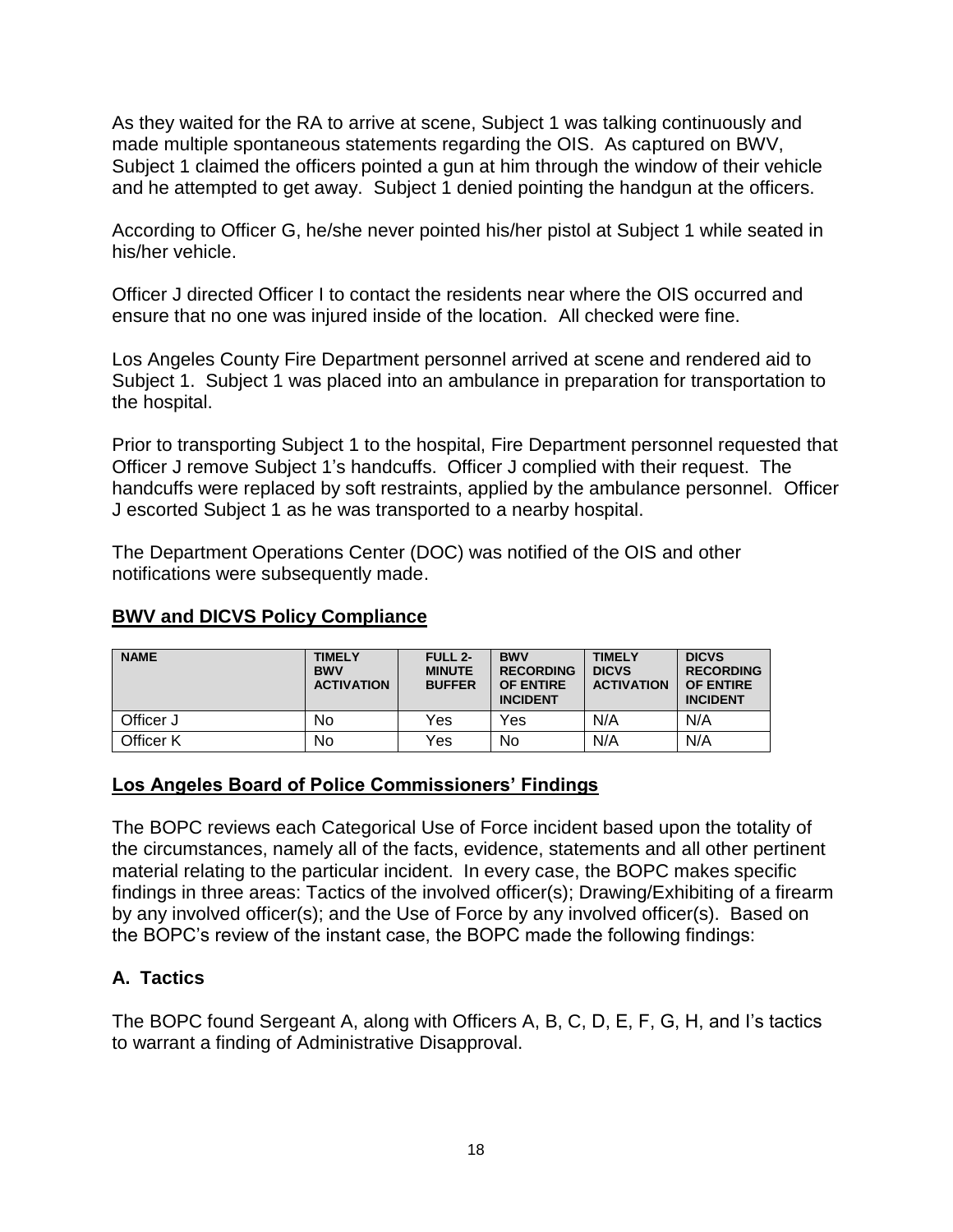As they waited for the RA to arrive at scene, Subject 1 was talking continuously and made multiple spontaneous statements regarding the OIS. As captured on BWV, Subject 1 claimed the officers pointed a gun at him through the window of their vehicle and he attempted to get away. Subject 1 denied pointing the handgun at the officers.

According to Officer G, he/she never pointed his/her pistol at Subject 1 while seated in his/her vehicle.

Officer J directed Officer I to contact the residents near where the OIS occurred and ensure that no one was injured inside of the location. All checked were fine.

Los Angeles County Fire Department personnel arrived at scene and rendered aid to Subject 1. Subject 1 was placed into an ambulance in preparation for transportation to the hospital.

Prior to transporting Subject 1 to the hospital, Fire Department personnel requested that Officer J remove Subject 1's handcuffs. Officer J complied with their request. The handcuffs were replaced by soft restraints, applied by the ambulance personnel. Officer J escorted Subject 1 as he was transported to a nearby hospital.

The Department Operations Center (DOC) was notified of the OIS and other notifications were subsequently made.

## BWV and DICVS Policy Compliance

| NAME | TIMELY BWV ACTIVATION | FULL 2-MINUTE BUFFER | BWV RECORDING OF ENTIRE INCIDENT | TIMELY DICVS ACTIVATION | DICVS RECORDING OF ENTIRE INCIDENT |
|---|---|---|---|---|---|
| Officer J | No | Yes | Yes | N/A | N/A |
| Officer K | No | Yes | No | N/A | N/A |

## Los Angeles Board of Police Commissioners' Findings

The BOPC reviews each Categorical Use of Force incident based upon the totality of the circumstances, namely all of the facts, evidence, statements and all other pertinent material relating to the particular incident. In every case, the BOPC makes specific findings in three areas: Tactics of the involved officer(s); Drawing/Exhibiting of a firearm by any involved officer(s); and the Use of Force by any involved officer(s). Based on the BOPC's review of the instant case, the BOPC made the following findings:

### A. Tactics

The BOPC found Sergeant A, along with Officers A, B, C, D, E, F, G, H, and I's tactics to warrant a finding of Administrative Disapproval.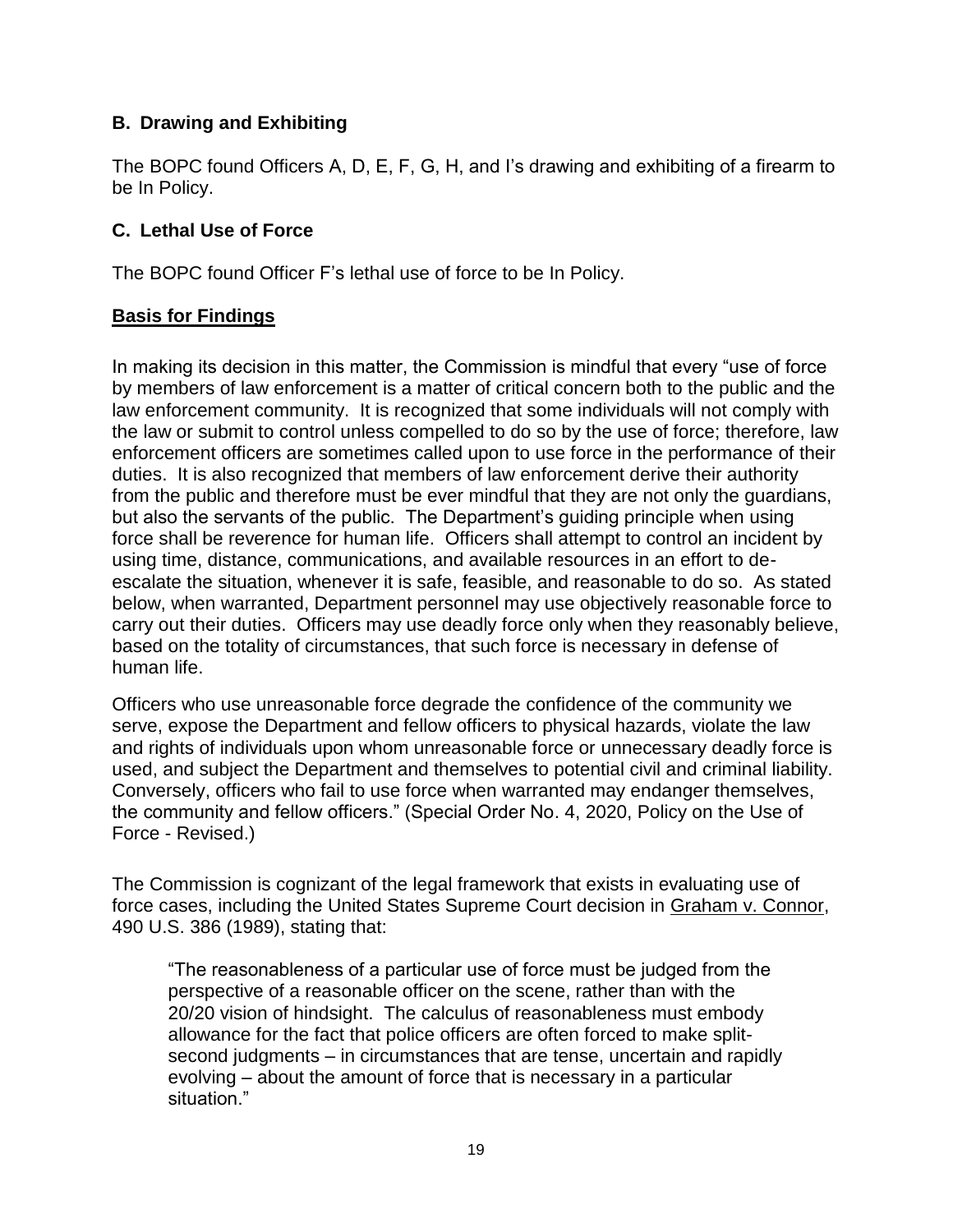### B. Drawing and Exhibiting

The BOPC found Officers A, D, E, F, G, H, and I's drawing and exhibiting of a firearm to be In Policy.

### C. Lethal Use of Force

The BOPC found Officer F's lethal use of force to be In Policy.

**Basis for Findings**

In making its decision in this matter, the Commission is mindful that every "use of force by members of law enforcement is a matter of critical concern both to the public and the law enforcement community. It is recognized that some individuals will not comply with the law or submit to control unless compelled to do so by the use of force; therefore, law enforcement officers are sometimes called upon to use force in the performance of their duties. It is also recognized that members of law enforcement derive their authority from the public and therefore must be ever mindful that they are not only the guardians, but also the servants of the public. The Department's guiding principle when using force shall be reverence for human life. Officers shall attempt to control an incident by using time, distance, communications, and available resources in an effort to de-escalate the situation, whenever it is safe, feasible, and reasonable to do so. As stated below, when warranted, Department personnel may use objectively reasonable force to carry out their duties. Officers may use deadly force only when they reasonably believe, based on the totality of circumstances, that such force is necessary in defense of human life.

Officers who use unreasonable force degrade the confidence of the community we serve, expose the Department and fellow officers to physical hazards, violate the law and rights of individuals upon whom unreasonable force or unnecessary deadly force is used, and subject the Department and themselves to potential civil and criminal liability. Conversely, officers who fail to use force when warranted may endanger themselves, the community and fellow officers." (Special Order No. 4, 2020, Policy on the Use of Force - Revised.)

The Commission is cognizant of the legal framework that exists in evaluating use of force cases, including the United States Supreme Court decision in Graham v. Connor, 490 U.S. 386 (1989), stating that:

> "The reasonableness of a particular use of force must be judged from the perspective of a reasonable officer on the scene, rather than with the 20/20 vision of hindsight. The calculus of reasonableness must embody allowance for the fact that police officers are often forced to make split-second judgments – in circumstances that are tense, uncertain and rapidly evolving – about the amount of force that is necessary in a particular situation."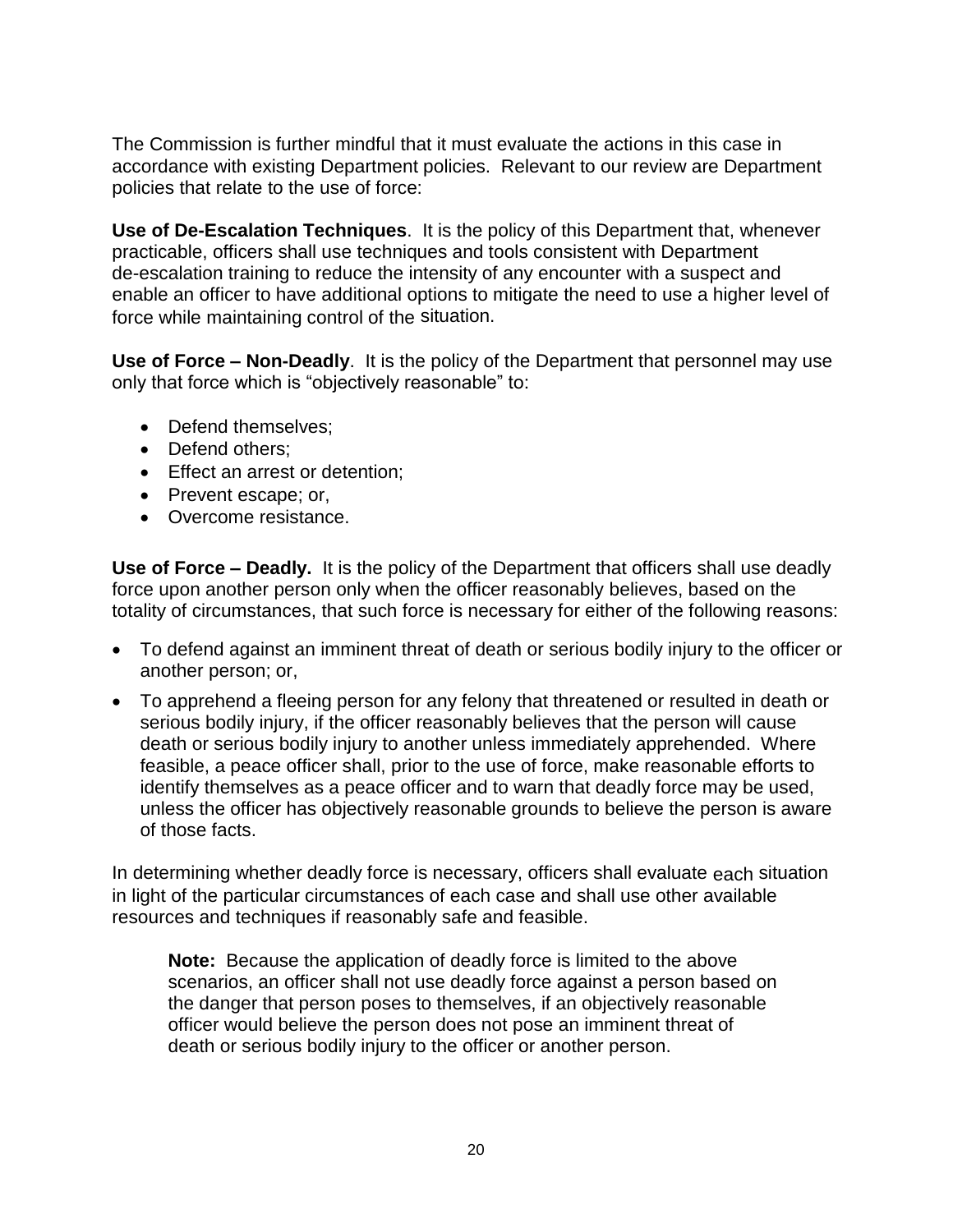The Commission is further mindful that it must evaluate the actions in this case in accordance with existing Department policies. Relevant to our review are Department policies that relate to the use of force:

**Use of De-Escalation Techniques**. It is the policy of this Department that, whenever practicable, officers shall use techniques and tools consistent with Department de-escalation training to reduce the intensity of any encounter with a suspect and enable an officer to have additional options to mitigate the need to use a higher level of force while maintaining control of the situation.

**Use of Force – Non-Deadly**. It is the policy of the Department that personnel may use only that force which is "objectively reasonable" to:

- Defend themselves;
- Defend others;
- Effect an arrest or detention;
- Prevent escape; or,
- Overcome resistance.

**Use of Force – Deadly.** It is the policy of the Department that officers shall use deadly force upon another person only when the officer reasonably believes, based on the totality of circumstances, that such force is necessary for either of the following reasons:

- To defend against an imminent threat of death or serious bodily injury to the officer or another person; or,
- To apprehend a fleeing person for any felony that threatened or resulted in death or serious bodily injury, if the officer reasonably believes that the person will cause death or serious bodily injury to another unless immediately apprehended. Where feasible, a peace officer shall, prior to the use of force, make reasonable efforts to identify themselves as a peace officer and to warn that deadly force may be used, unless the officer has objectively reasonable grounds to believe the person is aware of those facts.

In determining whether deadly force is necessary, officers shall evaluate each situation in light of the particular circumstances of each case and shall use other available resources and techniques if reasonably safe and feasible.

> **Note:** Because the application of deadly force is limited to the above scenarios, an officer shall not use deadly force against a person based on the danger that person poses to themselves, if an objectively reasonable officer would believe the person does not pose an imminent threat of death or serious bodily injury to the officer or another person.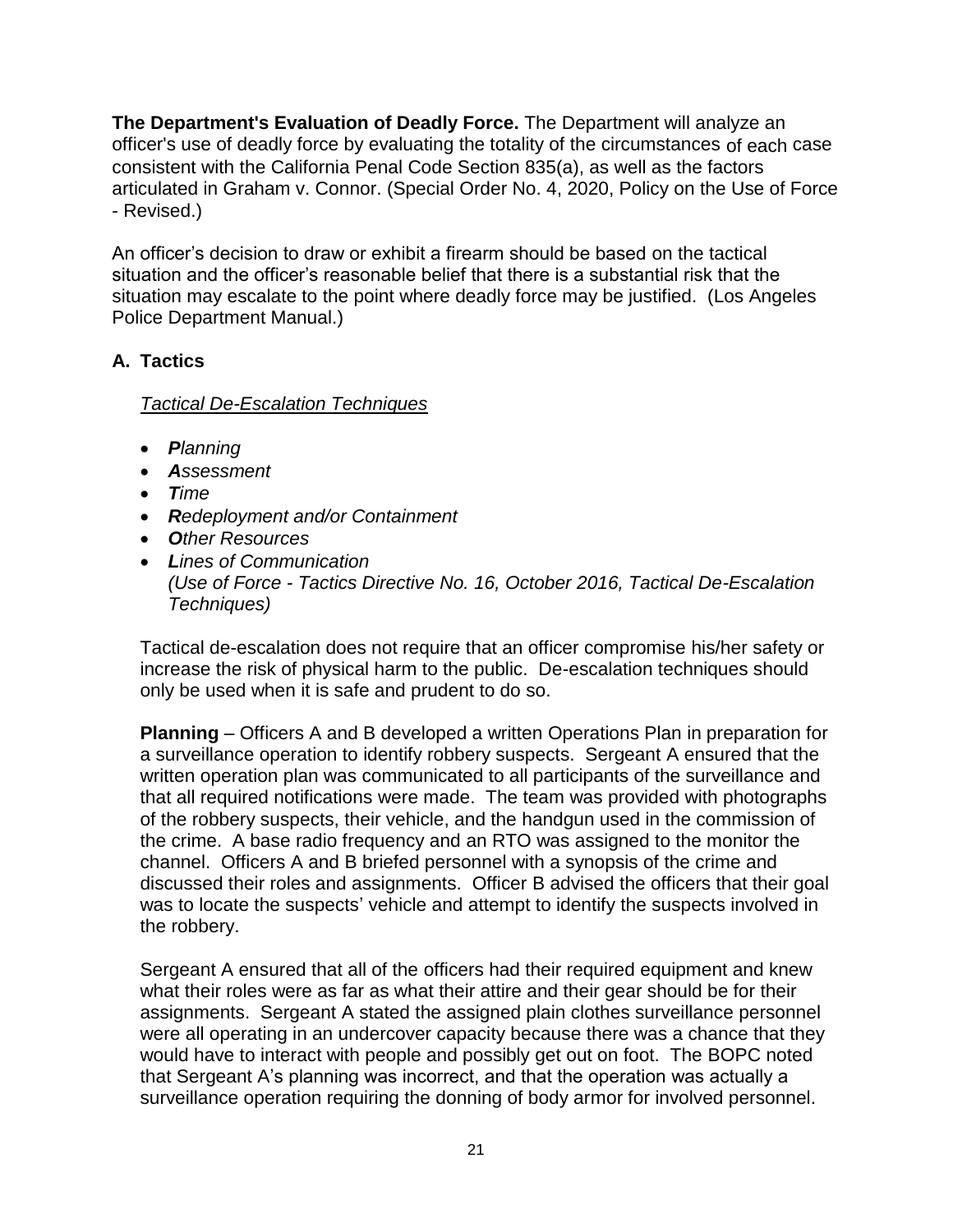**The Department's Evaluation of Deadly Force.** The Department will analyze an officer's use of deadly force by evaluating the totality of the circumstances of each case consistent with the California Penal Code Section 835(a), as well as the factors articulated in Graham v. Connor. (Special Order No. 4, 2020, Policy on the Use of Force - Revised.)

An officer's decision to draw or exhibit a firearm should be based on the tactical situation and the officer's reasonable belief that there is a substantial risk that the situation may escalate to the point where deadly force may be justified. (Los Angeles Police Department Manual.)

## A. Tactics

*Tactical De-Escalation Techniques*

- ***P****lanning*
- ***A****ssessment*
- ***T****ime*
- ***R****edeployment and/or Containment*
- ***O****ther Resources*
- ***L****ines of Communication*
  *(Use of Force - Tactics Directive No. 16, October 2016, Tactical De-Escalation Techniques)*

Tactical de-escalation does not require that an officer compromise his/her safety or increase the risk of physical harm to the public. De-escalation techniques should only be used when it is safe and prudent to do so.

**Planning** – Officers A and B developed a written Operations Plan in preparation for a surveillance operation to identify robbery suspects. Sergeant A ensured that the written operation plan was communicated to all participants of the surveillance and that all required notifications were made. The team was provided with photographs of the robbery suspects, their vehicle, and the handgun used in the commission of the crime. A base radio frequency and an RTO was assigned to the monitor the channel. Officers A and B briefed personnel with a synopsis of the crime and discussed their roles and assignments. Officer B advised the officers that their goal was to locate the suspects' vehicle and attempt to identify the suspects involved in the robbery.

Sergeant A ensured that all of the officers had their required equipment and knew what their roles were as far as what their attire and their gear should be for their assignments. Sergeant A stated the assigned plain clothes surveillance personnel were all operating in an undercover capacity because there was a chance that they would have to interact with people and possibly get out on foot. The BOPC noted that Sergeant A's planning was incorrect, and that the operation was actually a surveillance operation requiring the donning of body armor for involved personnel.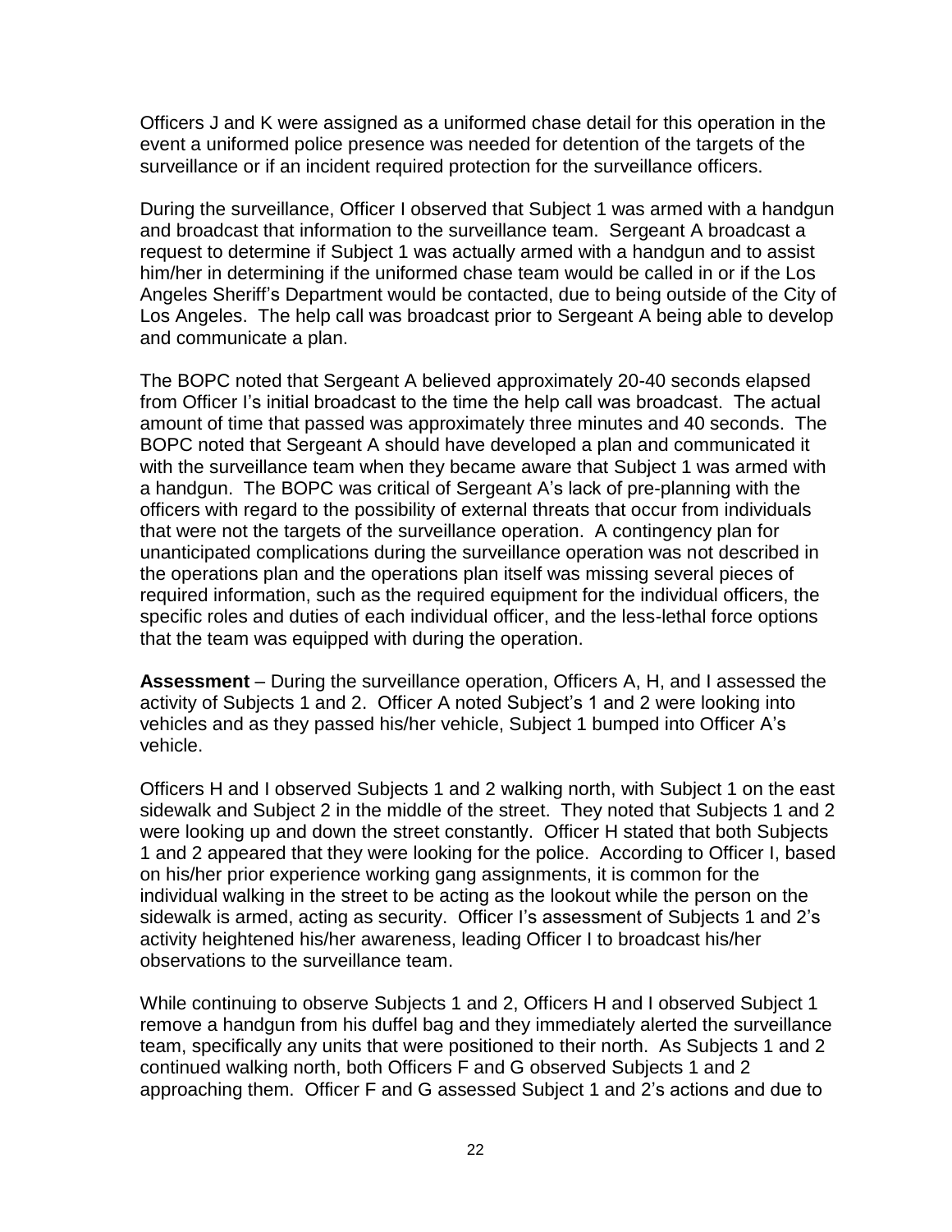Officers J and K were assigned as a uniformed chase detail for this operation in the event a uniformed police presence was needed for detention of the targets of the surveillance or if an incident required protection for the surveillance officers.

During the surveillance, Officer I observed that Subject 1 was armed with a handgun and broadcast that information to the surveillance team. Sergeant A broadcast a request to determine if Subject 1 was actually armed with a handgun and to assist him/her in determining if the uniformed chase team would be called in or if the Los Angeles Sheriff's Department would be contacted, due to being outside of the City of Los Angeles. The help call was broadcast prior to Sergeant A being able to develop and communicate a plan.

The BOPC noted that Sergeant A believed approximately 20-40 seconds elapsed from Officer I's initial broadcast to the time the help call was broadcast. The actual amount of time that passed was approximately three minutes and 40 seconds. The BOPC noted that Sergeant A should have developed a plan and communicated it with the surveillance team when they became aware that Subject 1 was armed with a handgun. The BOPC was critical of Sergeant A's lack of pre-planning with the officers with regard to the possibility of external threats that occur from individuals that were not the targets of the surveillance operation. A contingency plan for unanticipated complications during the surveillance operation was not described in the operations plan and the operations plan itself was missing several pieces of required information, such as the required equipment for the individual officers, the specific roles and duties of each individual officer, and the less-lethal force options that the team was equipped with during the operation.

**Assessment** – During the surveillance operation, Officers A, H, and I assessed the activity of Subjects 1 and 2. Officer A noted Subject's 1 and 2 were looking into vehicles and as they passed his/her vehicle, Subject 1 bumped into Officer A's vehicle.

Officers H and I observed Subjects 1 and 2 walking north, with Subject 1 on the east sidewalk and Subject 2 in the middle of the street. They noted that Subjects 1 and 2 were looking up and down the street constantly. Officer H stated that both Subjects 1 and 2 appeared that they were looking for the police. According to Officer I, based on his/her prior experience working gang assignments, it is common for the individual walking in the street to be acting as the lookout while the person on the sidewalk is armed, acting as security. Officer I's assessment of Subjects 1 and 2's activity heightened his/her awareness, leading Officer I to broadcast his/her observations to the surveillance team.

While continuing to observe Subjects 1 and 2, Officers H and I observed Subject 1 remove a handgun from his duffel bag and they immediately alerted the surveillance team, specifically any units that were positioned to their north. As Subjects 1 and 2 continued walking north, both Officers F and G observed Subjects 1 and 2 approaching them. Officer F and G assessed Subject 1 and 2's actions and due to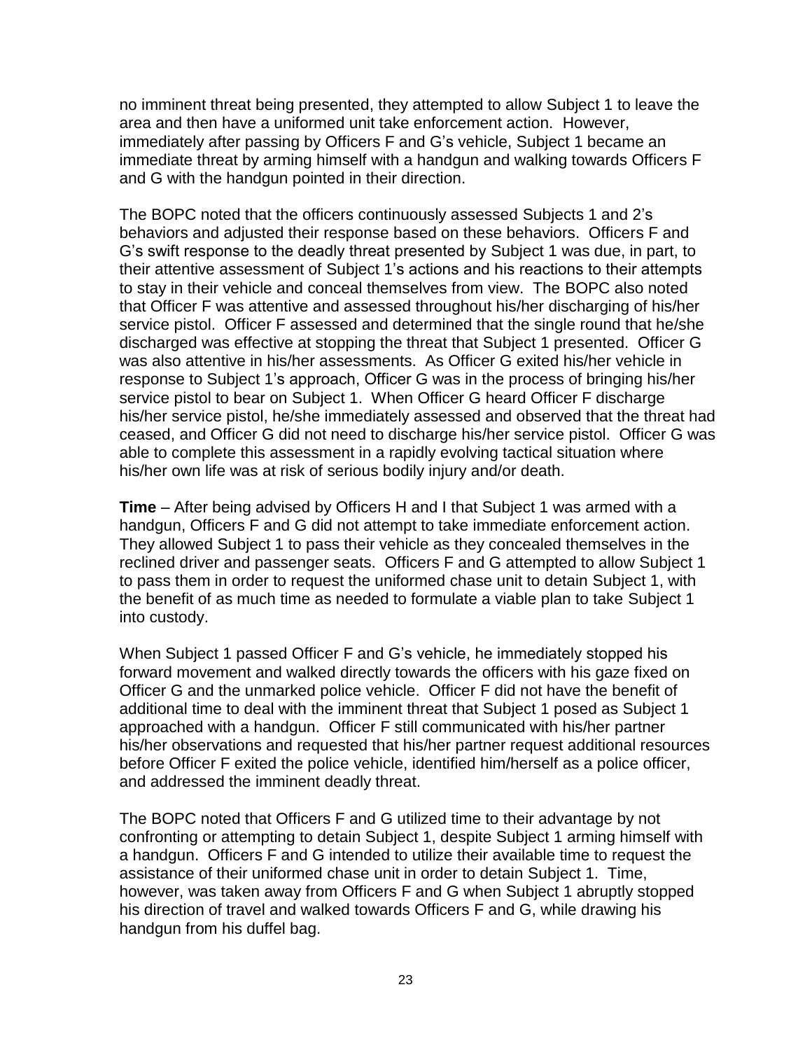no imminent threat being presented, they attempted to allow Subject 1 to leave the area and then have a uniformed unit take enforcement action. However, immediately after passing by Officers F and G's vehicle, Subject 1 became an immediate threat by arming himself with a handgun and walking towards Officers F and G with the handgun pointed in their direction.

The BOPC noted that the officers continuously assessed Subjects 1 and 2's behaviors and adjusted their response based on these behaviors. Officers F and G's swift response to the deadly threat presented by Subject 1 was due, in part, to their attentive assessment of Subject 1's actions and his reactions to their attempts to stay in their vehicle and conceal themselves from view. The BOPC also noted that Officer F was attentive and assessed throughout his/her discharging of his/her service pistol. Officer F assessed and determined that the single round that he/she discharged was effective at stopping the threat that Subject 1 presented. Officer G was also attentive in his/her assessments. As Officer G exited his/her vehicle in response to Subject 1's approach, Officer G was in the process of bringing his/her service pistol to bear on Subject 1. When Officer G heard Officer F discharge his/her service pistol, he/she immediately assessed and observed that the threat had ceased, and Officer G did not need to discharge his/her service pistol. Officer G was able to complete this assessment in a rapidly evolving tactical situation where his/her own life was at risk of serious bodily injury and/or death.

**Time** – After being advised by Officers H and I that Subject 1 was armed with a handgun, Officers F and G did not attempt to take immediate enforcement action. They allowed Subject 1 to pass their vehicle as they concealed themselves in the reclined driver and passenger seats. Officers F and G attempted to allow Subject 1 to pass them in order to request the uniformed chase unit to detain Subject 1, with the benefit of as much time as needed to formulate a viable plan to take Subject 1 into custody.

When Subject 1 passed Officer F and G's vehicle, he immediately stopped his forward movement and walked directly towards the officers with his gaze fixed on Officer G and the unmarked police vehicle. Officer F did not have the benefit of additional time to deal with the imminent threat that Subject 1 posed as Subject 1 approached with a handgun. Officer F still communicated with his/her partner his/her observations and requested that his/her partner request additional resources before Officer F exited the police vehicle, identified him/herself as a police officer, and addressed the imminent deadly threat.

The BOPC noted that Officers F and G utilized time to their advantage by not confronting or attempting to detain Subject 1, despite Subject 1 arming himself with a handgun. Officers F and G intended to utilize their available time to request the assistance of their uniformed chase unit in order to detain Subject 1. Time, however, was taken away from Officers F and G when Subject 1 abruptly stopped his direction of travel and walked towards Officers F and G, while drawing his handgun from his duffel bag.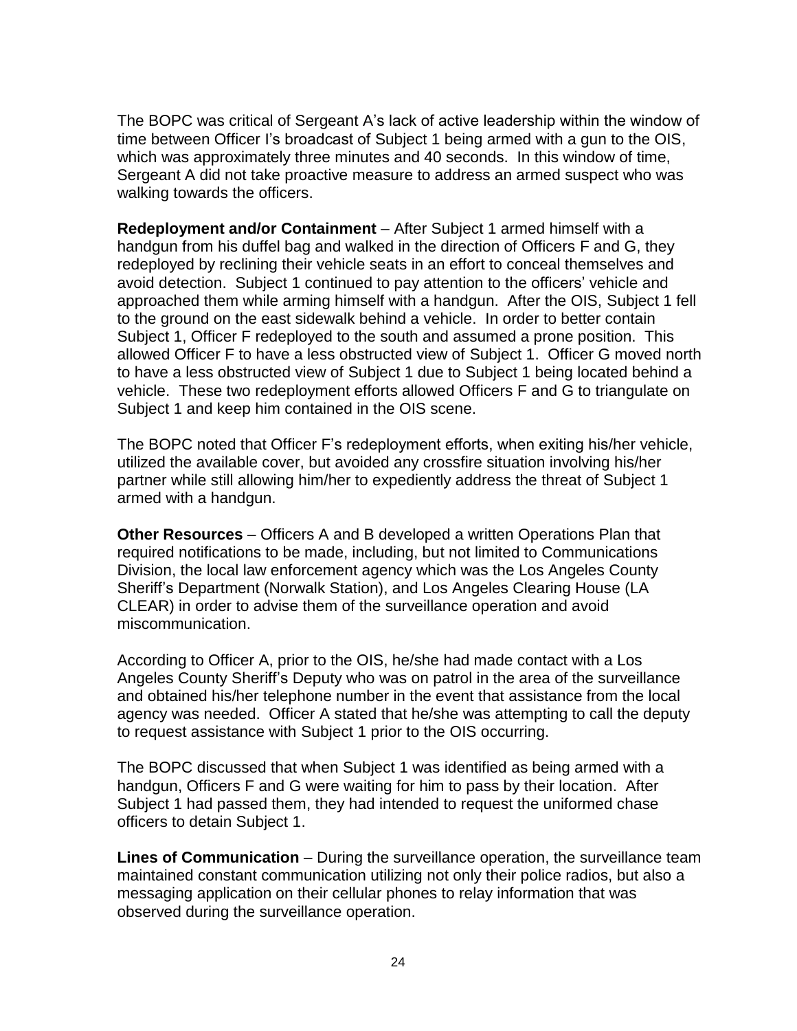The BOPC was critical of Sergeant A's lack of active leadership within the window of time between Officer I's broadcast of Subject 1 being armed with a gun to the OIS, which was approximately three minutes and 40 seconds. In this window of time, Sergeant A did not take proactive measure to address an armed suspect who was walking towards the officers.

**Redeployment and/or Containment** – After Subject 1 armed himself with a handgun from his duffel bag and walked in the direction of Officers F and G, they redeployed by reclining their vehicle seats in an effort to conceal themselves and avoid detection. Subject 1 continued to pay attention to the officers' vehicle and approached them while arming himself with a handgun. After the OIS, Subject 1 fell to the ground on the east sidewalk behind a vehicle. In order to better contain Subject 1, Officer F redeployed to the south and assumed a prone position. This allowed Officer F to have a less obstructed view of Subject 1. Officer G moved north to have a less obstructed view of Subject 1 due to Subject 1 being located behind a vehicle. These two redeployment efforts allowed Officers F and G to triangulate on Subject 1 and keep him contained in the OIS scene.

The BOPC noted that Officer F's redeployment efforts, when exiting his/her vehicle, utilized the available cover, but avoided any crossfire situation involving his/her partner while still allowing him/her to expediently address the threat of Subject 1 armed with a handgun.

**Other Resources** – Officers A and B developed a written Operations Plan that required notifications to be made, including, but not limited to Communications Division, the local law enforcement agency which was the Los Angeles County Sheriff's Department (Norwalk Station), and Los Angeles Clearing House (LA CLEAR) in order to advise them of the surveillance operation and avoid miscommunication.

According to Officer A, prior to the OIS, he/she had made contact with a Los Angeles County Sheriff's Deputy who was on patrol in the area of the surveillance and obtained his/her telephone number in the event that assistance from the local agency was needed. Officer A stated that he/she was attempting to call the deputy to request assistance with Subject 1 prior to the OIS occurring.

The BOPC discussed that when Subject 1 was identified as being armed with a handgun, Officers F and G were waiting for him to pass by their location. After Subject 1 had passed them, they had intended to request the uniformed chase officers to detain Subject 1.

**Lines of Communication** – During the surveillance operation, the surveillance team maintained constant communication utilizing not only their police radios, but also a messaging application on their cellular phones to relay information that was observed during the surveillance operation.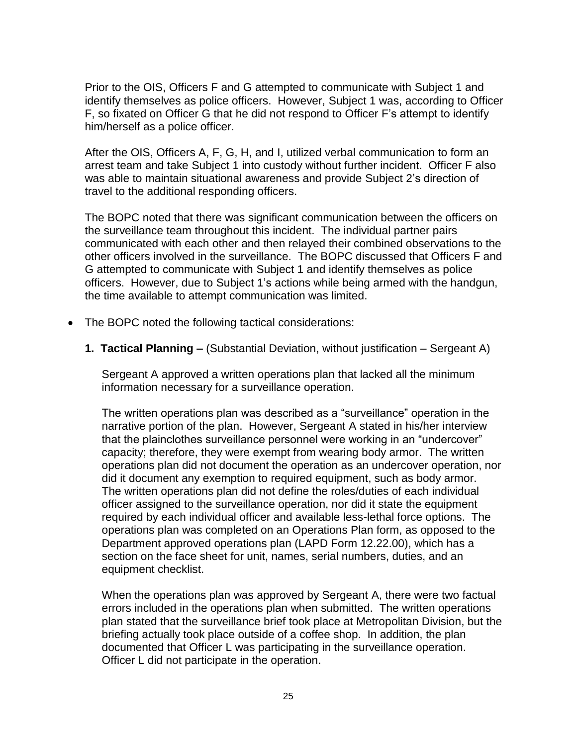Prior to the OIS, Officers F and G attempted to communicate with Subject 1 and identify themselves as police officers. However, Subject 1 was, according to Officer F, so fixated on Officer G that he did not respond to Officer F's attempt to identify him/herself as a police officer.

After the OIS, Officers A, F, G, H, and I, utilized verbal communication to form an arrest team and take Subject 1 into custody without further incident. Officer F also was able to maintain situational awareness and provide Subject 2's direction of travel to the additional responding officers.

The BOPC noted that there was significant communication between the officers on the surveillance team throughout this incident. The individual partner pairs communicated with each other and then relayed their combined observations to the other officers involved in the surveillance. The BOPC discussed that Officers F and G attempted to communicate with Subject 1 and identify themselves as police officers. However, due to Subject 1's actions while being armed with the handgun, the time available to attempt communication was limited.

- The BOPC noted the following tactical considerations:

  **1. Tactical Planning –** (Substantial Deviation, without justification – Sergeant A)

  Sergeant A approved a written operations plan that lacked all the minimum information necessary for a surveillance operation.

  The written operations plan was described as a "surveillance" operation in the narrative portion of the plan. However, Sergeant A stated in his/her interview that the plainclothes surveillance personnel were working in an "undercover" capacity; therefore, they were exempt from wearing body armor. The written operations plan did not document the operation as an undercover operation, nor did it document any exemption to required equipment, such as body armor. The written operations plan did not define the roles/duties of each individual officer assigned to the surveillance operation, nor did it state the equipment required by each individual officer and available less-lethal force options. The operations plan was completed on an Operations Plan form, as opposed to the Department approved operations plan (LAPD Form 12.22.00), which has a section on the face sheet for unit, names, serial numbers, duties, and an equipment checklist.

  When the operations plan was approved by Sergeant A, there were two factual errors included in the operations plan when submitted. The written operations plan stated that the surveillance brief took place at Metropolitan Division, but the briefing actually took place outside of a coffee shop. In addition, the plan documented that Officer L was participating in the surveillance operation. Officer L did not participate in the operation.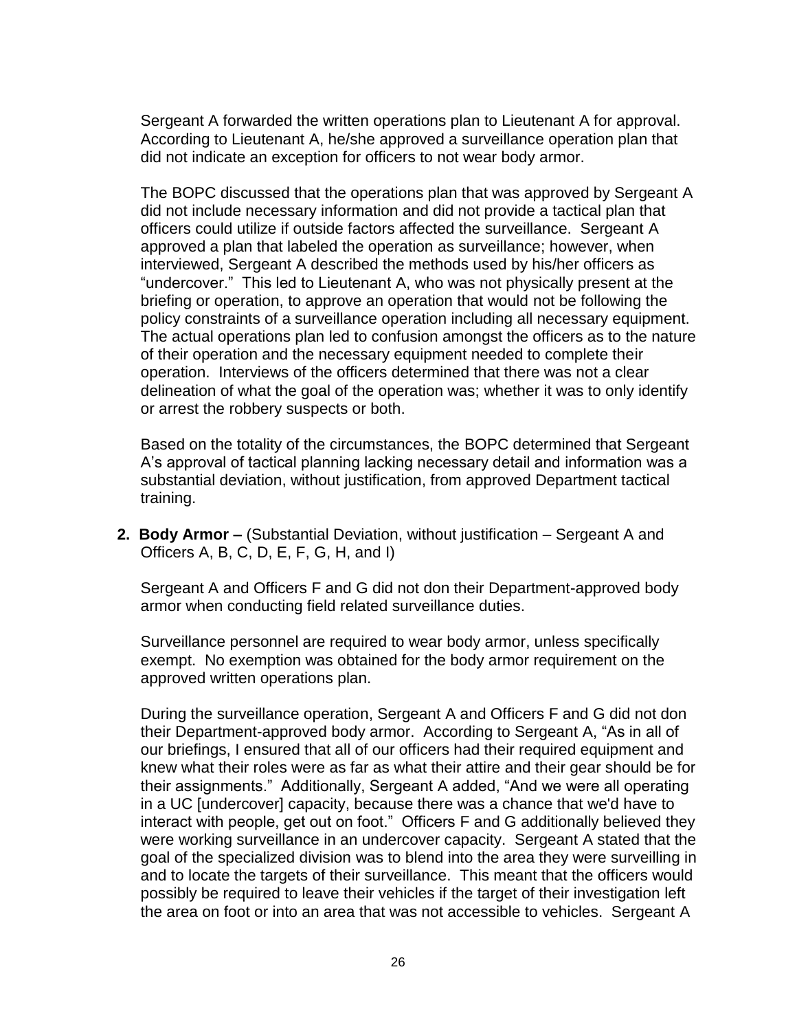Sergeant A forwarded the written operations plan to Lieutenant A for approval. According to Lieutenant A, he/she approved a surveillance operation plan that did not indicate an exception for officers to not wear body armor.

The BOPC discussed that the operations plan that was approved by Sergeant A did not include necessary information and did not provide a tactical plan that officers could utilize if outside factors affected the surveillance. Sergeant A approved a plan that labeled the operation as surveillance; however, when interviewed, Sergeant A described the methods used by his/her officers as "undercover." This led to Lieutenant A, who was not physically present at the briefing or operation, to approve an operation that would not be following the policy constraints of a surveillance operation including all necessary equipment. The actual operations plan led to confusion amongst the officers as to the nature of their operation and the necessary equipment needed to complete their operation. Interviews of the officers determined that there was not a clear delineation of what the goal of the operation was; whether it was to only identify or arrest the robbery suspects or both.

Based on the totality of the circumstances, the BOPC determined that Sergeant A's approval of tactical planning lacking necessary detail and information was a substantial deviation, without justification, from approved Department tactical training.

2. **Body Armor –** (Substantial Deviation, without justification – Sergeant A and Officers A, B, C, D, E, F, G, H, and I)

   Sergeant A and Officers F and G did not don their Department-approved body armor when conducting field related surveillance duties.

   Surveillance personnel are required to wear body armor, unless specifically exempt. No exemption was obtained for the body armor requirement on the approved written operations plan.

   During the surveillance operation, Sergeant A and Officers F and G did not don their Department-approved body armor. According to Sergeant A, "As in all of our briefings, I ensured that all of our officers had their required equipment and knew what their roles were as far as what their attire and their gear should be for their assignments." Additionally, Sergeant A added, "And we were all operating in a UC [undercover] capacity, because there was a chance that we'd have to interact with people, get out on foot." Officers F and G additionally believed they were working surveillance in an undercover capacity. Sergeant A stated that the goal of the specialized division was to blend into the area they were surveilling in and to locate the targets of their surveillance. This meant that the officers would possibly be required to leave their vehicles if the target of their investigation left the area on foot or into an area that was not accessible to vehicles. Sergeant A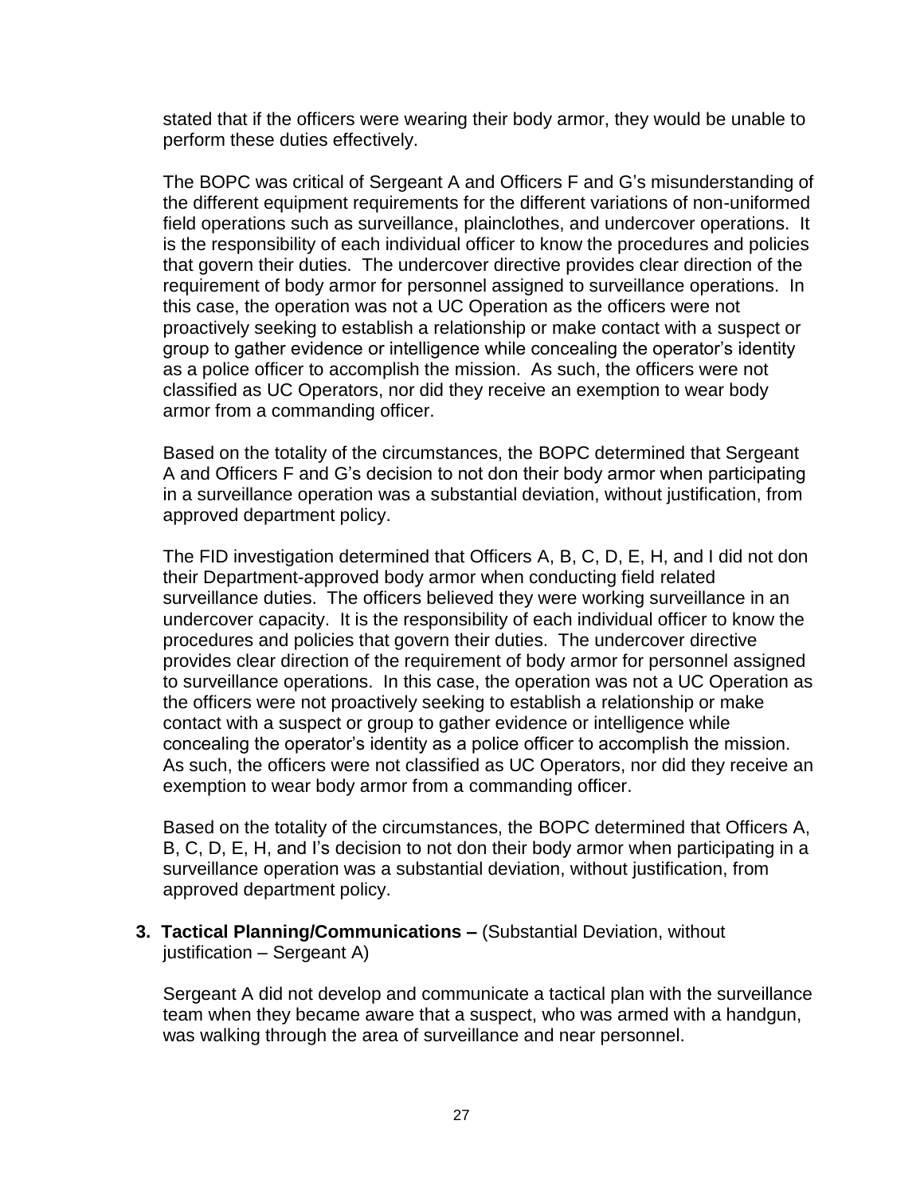stated that if the officers were wearing their body armor, they would be unable to perform these duties effectively.

The BOPC was critical of Sergeant A and Officers F and G's misunderstanding of the different equipment requirements for the different variations of non-uniformed field operations such as surveillance, plainclothes, and undercover operations. It is the responsibility of each individual officer to know the procedures and policies that govern their duties. The undercover directive provides clear direction of the requirement of body armor for personnel assigned to surveillance operations. In this case, the operation was not a UC Operation as the officers were not proactively seeking to establish a relationship or make contact with a suspect or group to gather evidence or intelligence while concealing the operator's identity as a police officer to accomplish the mission. As such, the officers were not classified as UC Operators, nor did they receive an exemption to wear body armor from a commanding officer.

Based on the totality of the circumstances, the BOPC determined that Sergeant A and Officers F and G's decision to not don their body armor when participating in a surveillance operation was a substantial deviation, without justification, from approved department policy.

The FID investigation determined that Officers A, B, C, D, E, H, and I did not don their Department-approved body armor when conducting field related surveillance duties. The officers believed they were working surveillance in an undercover capacity. It is the responsibility of each individual officer to know the procedures and policies that govern their duties. The undercover directive provides clear direction of the requirement of body armor for personnel assigned to surveillance operations. In this case, the operation was not a UC Operation as the officers were not proactively seeking to establish a relationship or make contact with a suspect or group to gather evidence or intelligence while concealing the operator's identity as a police officer to accomplish the mission. As such, the officers were not classified as UC Operators, nor did they receive an exemption to wear body armor from a commanding officer.

Based on the totality of the circumstances, the BOPC determined that Officers A, B, C, D, E, H, and I's decision to not don their body armor when participating in a surveillance operation was a substantial deviation, without justification, from approved department policy.

3. **Tactical Planning/Communications –** (Substantial Deviation, without justification – Sergeant A)

Sergeant A did not develop and communicate a tactical plan with the surveillance team when they became aware that a suspect, who was armed with a handgun, was walking through the area of surveillance and near personnel.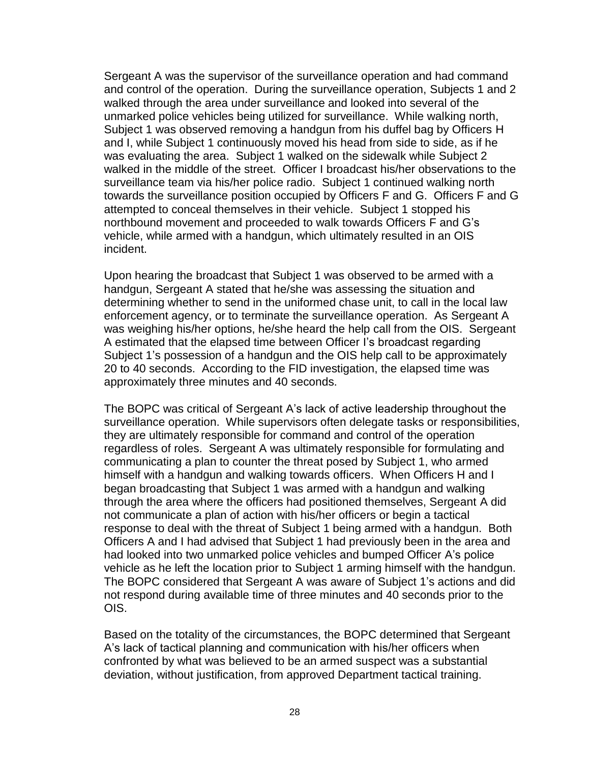Sergeant A was the supervisor of the surveillance operation and had command and control of the operation. During the surveillance operation, Subjects 1 and 2 walked through the area under surveillance and looked into several of the unmarked police vehicles being utilized for surveillance. While walking north, Subject 1 was observed removing a handgun from his duffel bag by Officers H and I, while Subject 1 continuously moved his head from side to side, as if he was evaluating the area. Subject 1 walked on the sidewalk while Subject 2 walked in the middle of the street. Officer I broadcast his/her observations to the surveillance team via his/her police radio. Subject 1 continued walking north towards the surveillance position occupied by Officers F and G. Officers F and G attempted to conceal themselves in their vehicle. Subject 1 stopped his northbound movement and proceeded to walk towards Officers F and G's vehicle, while armed with a handgun, which ultimately resulted in an OIS incident.

Upon hearing the broadcast that Subject 1 was observed to be armed with a handgun, Sergeant A stated that he/she was assessing the situation and determining whether to send in the uniformed chase unit, to call in the local law enforcement agency, or to terminate the surveillance operation. As Sergeant A was weighing his/her options, he/she heard the help call from the OIS. Sergeant A estimated that the elapsed time between Officer I's broadcast regarding Subject 1's possession of a handgun and the OIS help call to be approximately 20 to 40 seconds. According to the FID investigation, the elapsed time was approximately three minutes and 40 seconds.

The BOPC was critical of Sergeant A's lack of active leadership throughout the surveillance operation. While supervisors often delegate tasks or responsibilities, they are ultimately responsible for command and control of the operation regardless of roles. Sergeant A was ultimately responsible for formulating and communicating a plan to counter the threat posed by Subject 1, who armed himself with a handgun and walking towards officers. When Officers H and I began broadcasting that Subject 1 was armed with a handgun and walking through the area where the officers had positioned themselves, Sergeant A did not communicate a plan of action with his/her officers or begin a tactical response to deal with the threat of Subject 1 being armed with a handgun. Both Officers A and I had advised that Subject 1 had previously been in the area and had looked into two unmarked police vehicles and bumped Officer A's police vehicle as he left the location prior to Subject 1 arming himself with the handgun. The BOPC considered that Sergeant A was aware of Subject 1's actions and did not respond during available time of three minutes and 40 seconds prior to the OIS.

Based on the totality of the circumstances, the BOPC determined that Sergeant A's lack of tactical planning and communication with his/her officers when confronted by what was believed to be an armed suspect was a substantial deviation, without justification, from approved Department tactical training.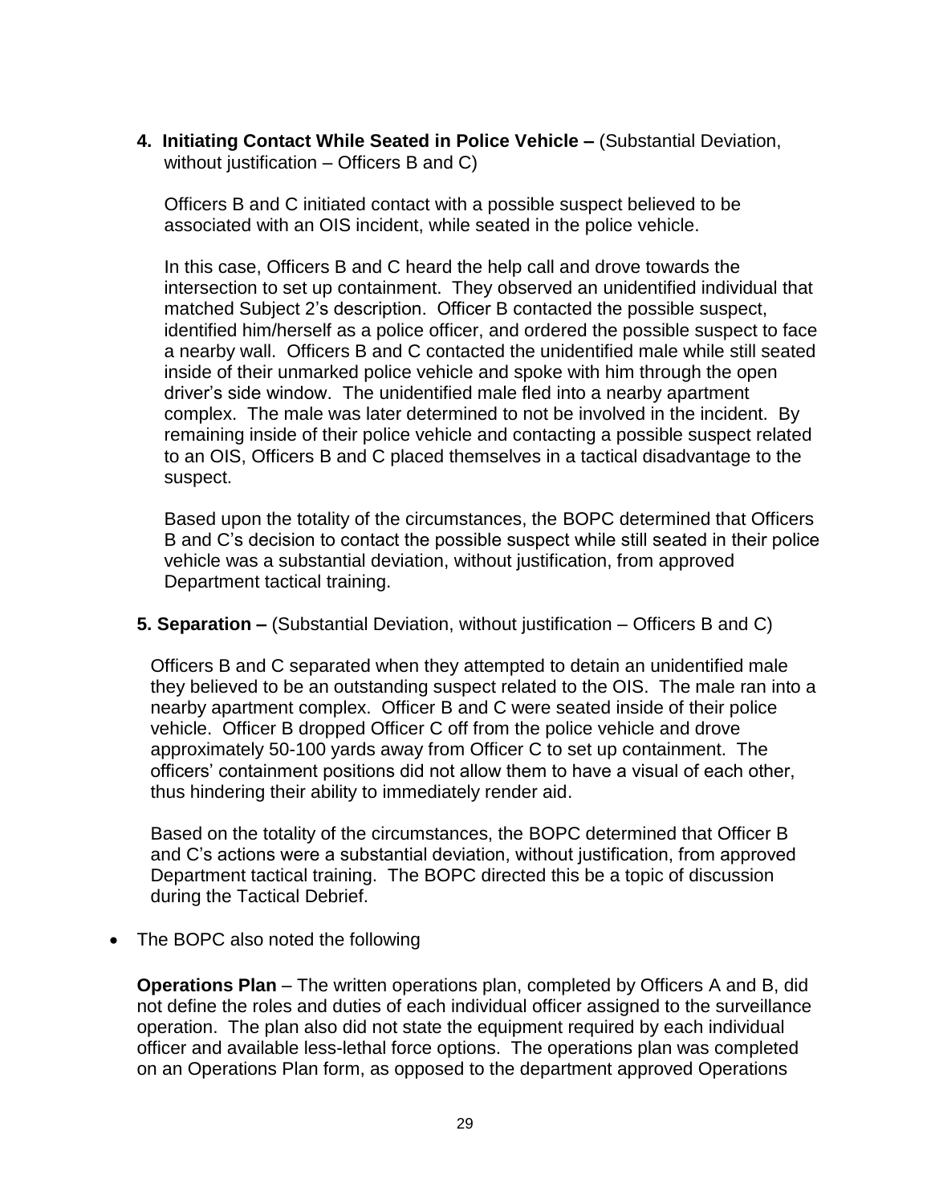**4. Initiating Contact While Seated in Police Vehicle –** (Substantial Deviation, without justification – Officers B and C)

Officers B and C initiated contact with a possible suspect believed to be associated with an OIS incident, while seated in the police vehicle.

In this case, Officers B and C heard the help call and drove towards the intersection to set up containment. They observed an unidentified individual that matched Subject 2's description. Officer B contacted the possible suspect, identified him/herself as a police officer, and ordered the possible suspect to face a nearby wall. Officers B and C contacted the unidentified male while still seated inside of their unmarked police vehicle and spoke with him through the open driver's side window. The unidentified male fled into a nearby apartment complex. The male was later determined to not be involved in the incident. By remaining inside of their police vehicle and contacting a possible suspect related to an OIS, Officers B and C placed themselves in a tactical disadvantage to the suspect.

Based upon the totality of the circumstances, the BOPC determined that Officers B and C's decision to contact the possible suspect while still seated in their police vehicle was a substantial deviation, without justification, from approved Department tactical training.

**5. Separation –** (Substantial Deviation, without justification – Officers B and C)

Officers B and C separated when they attempted to detain an unidentified male they believed to be an outstanding suspect related to the OIS. The male ran into a nearby apartment complex. Officer B and C were seated inside of their police vehicle. Officer B dropped Officer C off from the police vehicle and drove approximately 50-100 yards away from Officer C to set up containment. The officers' containment positions did not allow them to have a visual of each other, thus hindering their ability to immediately render aid.

Based on the totality of the circumstances, the BOPC determined that Officer B and C's actions were a substantial deviation, without justification, from approved Department tactical training. The BOPC directed this be a topic of discussion during the Tactical Debrief.

- The BOPC also noted the following

**Operations Plan** – The written operations plan, completed by Officers A and B, did not define the roles and duties of each individual officer assigned to the surveillance operation. The plan also did not state the equipment required by each individual officer and available less-lethal force options. The operations plan was completed on an Operations Plan form, as opposed to the department approved Operations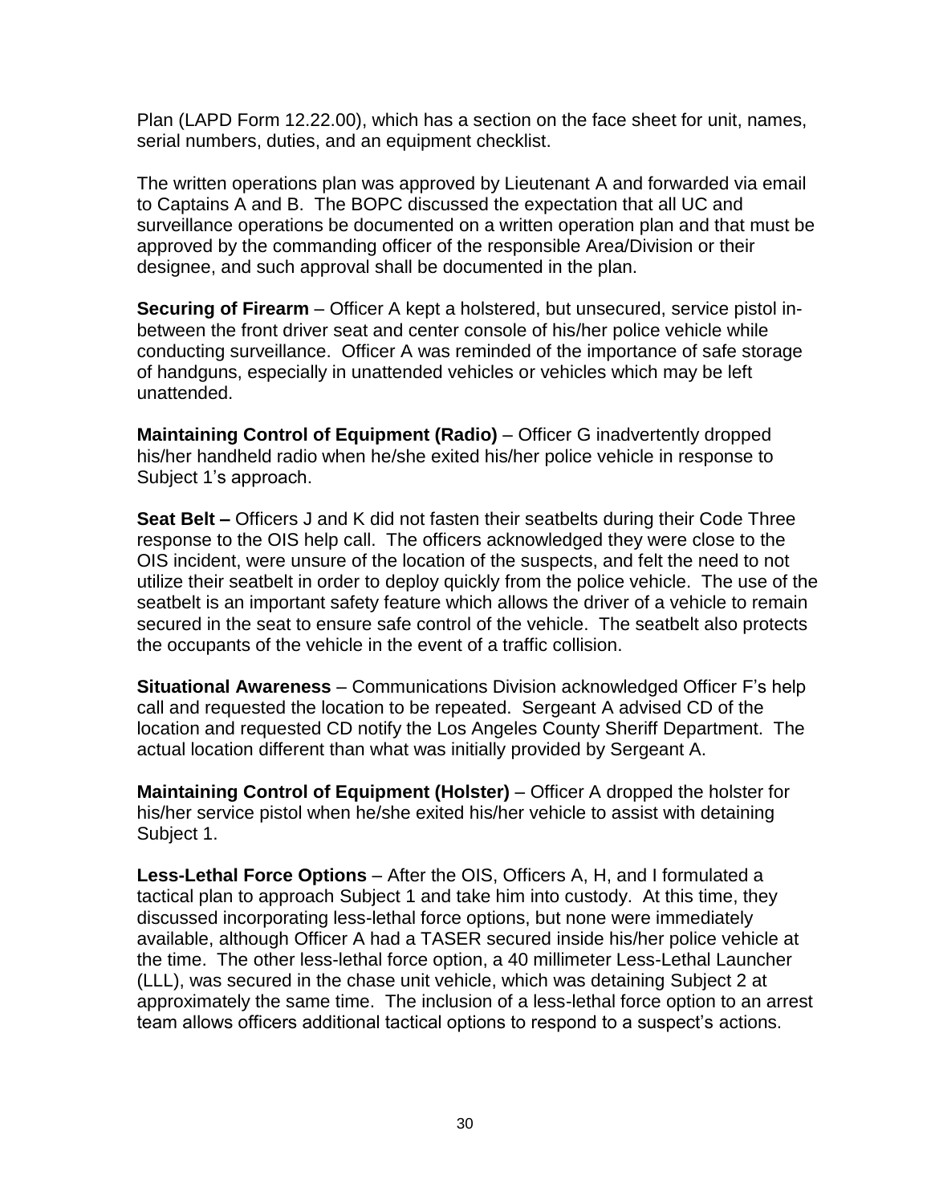Plan (LAPD Form 12.22.00), which has a section on the face sheet for unit, names, serial numbers, duties, and an equipment checklist.

The written operations plan was approved by Lieutenant A and forwarded via email to Captains A and B. The BOPC discussed the expectation that all UC and surveillance operations be documented on a written operation plan and that must be approved by the commanding officer of the responsible Area/Division or their designee, and such approval shall be documented in the plan.

**Securing of Firearm** – Officer A kept a holstered, but unsecured, service pistol in-between the front driver seat and center console of his/her police vehicle while conducting surveillance. Officer A was reminded of the importance of safe storage of handguns, especially in unattended vehicles or vehicles which may be left unattended.

**Maintaining Control of Equipment (Radio)** – Officer G inadvertently dropped his/her handheld radio when he/she exited his/her police vehicle in response to Subject 1's approach.

**Seat Belt –** Officers J and K did not fasten their seatbelts during their Code Three response to the OIS help call. The officers acknowledged they were close to the OIS incident, were unsure of the location of the suspects, and felt the need to not utilize their seatbelt in order to deploy quickly from the police vehicle. The use of the seatbelt is an important safety feature which allows the driver of a vehicle to remain secured in the seat to ensure safe control of the vehicle. The seatbelt also protects the occupants of the vehicle in the event of a traffic collision.

**Situational Awareness** – Communications Division acknowledged Officer F's help call and requested the location to be repeated. Sergeant A advised CD of the location and requested CD notify the Los Angeles County Sheriff Department. The actual location different than what was initially provided by Sergeant A.

**Maintaining Control of Equipment (Holster)** – Officer A dropped the holster for his/her service pistol when he/she exited his/her vehicle to assist with detaining Subject 1.

**Less-Lethal Force Options** – After the OIS, Officers A, H, and I formulated a tactical plan to approach Subject 1 and take him into custody. At this time, they discussed incorporating less-lethal force options, but none were immediately available, although Officer A had a TASER secured inside his/her police vehicle at the time. The other less-lethal force option, a 40 millimeter Less-Lethal Launcher (LLL), was secured in the chase unit vehicle, which was detaining Subject 2 at approximately the same time. The inclusion of a less-lethal force option to an arrest team allows officers additional tactical options to respond to a suspect's actions.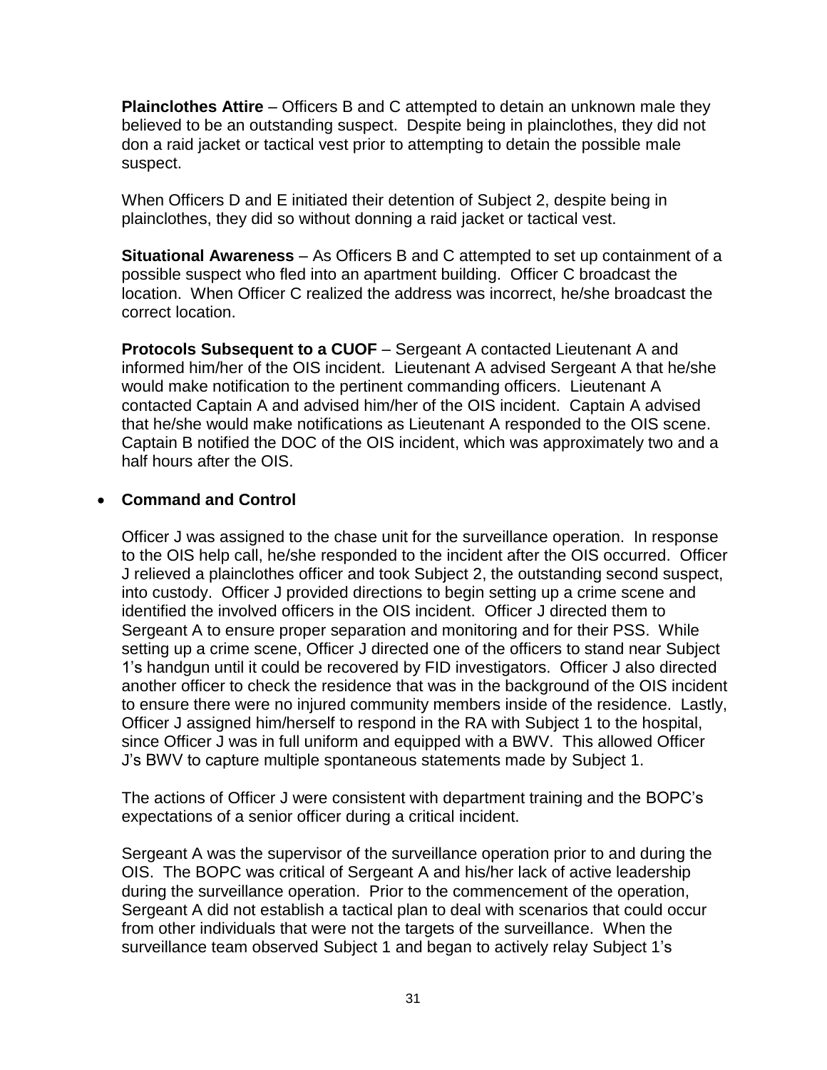**Plainclothes Attire** – Officers B and C attempted to detain an unknown male they believed to be an outstanding suspect. Despite being in plainclothes, they did not don a raid jacket or tactical vest prior to attempting to detain the possible male suspect.

When Officers D and E initiated their detention of Subject 2, despite being in plainclothes, they did so without donning a raid jacket or tactical vest.

**Situational Awareness** – As Officers B and C attempted to set up containment of a possible suspect who fled into an apartment building. Officer C broadcast the location. When Officer C realized the address was incorrect, he/she broadcast the correct location.

**Protocols Subsequent to a CUOF** – Sergeant A contacted Lieutenant A and informed him/her of the OIS incident. Lieutenant A advised Sergeant A that he/she would make notification to the pertinent commanding officers. Lieutenant A contacted Captain A and advised him/her of the OIS incident. Captain A advised that he/she would make notifications as Lieutenant A responded to the OIS scene. Captain B notified the DOC of the OIS incident, which was approximately two and a half hours after the OIS.

- **Command and Control**

Officer J was assigned to the chase unit for the surveillance operation. In response to the OIS help call, he/she responded to the incident after the OIS occurred. Officer J relieved a plainclothes officer and took Subject 2, the outstanding second suspect, into custody. Officer J provided directions to begin setting up a crime scene and identified the involved officers in the OIS incident. Officer J directed them to Sergeant A to ensure proper separation and monitoring and for their PSS. While setting up a crime scene, Officer J directed one of the officers to stand near Subject 1's handgun until it could be recovered by FID investigators. Officer J also directed another officer to check the residence that was in the background of the OIS incident to ensure there were no injured community members inside of the residence. Lastly, Officer J assigned him/herself to respond in the RA with Subject 1 to the hospital, since Officer J was in full uniform and equipped with a BWV. This allowed Officer J's BWV to capture multiple spontaneous statements made by Subject 1.

The actions of Officer J were consistent with department training and the BOPC's expectations of a senior officer during a critical incident.

Sergeant A was the supervisor of the surveillance operation prior to and during the OIS. The BOPC was critical of Sergeant A and his/her lack of active leadership during the surveillance operation. Prior to the commencement of the operation, Sergeant A did not establish a tactical plan to deal with scenarios that could occur from other individuals that were not the targets of the surveillance. When the surveillance team observed Subject 1 and began to actively relay Subject 1's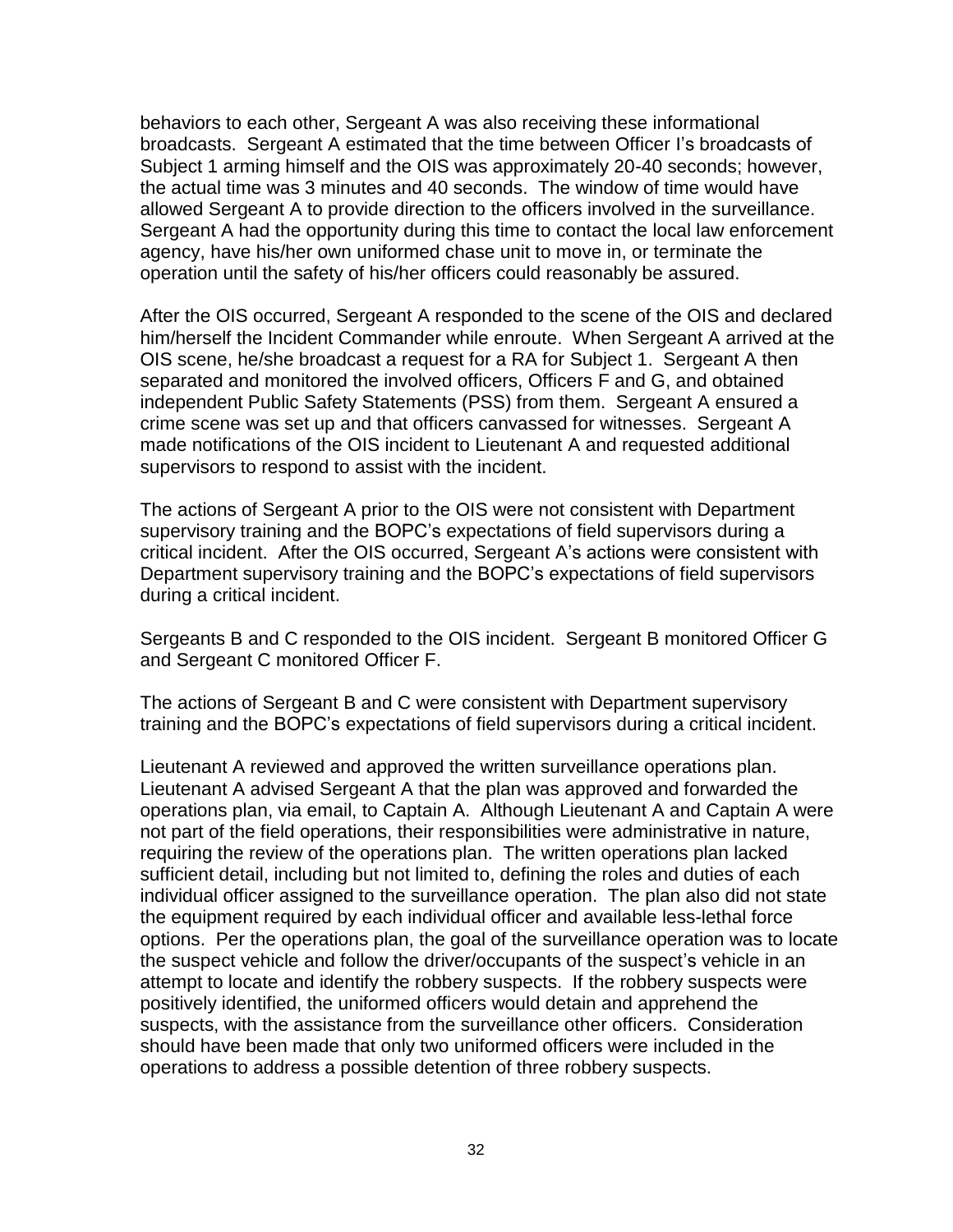behaviors to each other, Sergeant A was also receiving these informational broadcasts. Sergeant A estimated that the time between Officer I's broadcasts of Subject 1 arming himself and the OIS was approximately 20-40 seconds; however, the actual time was 3 minutes and 40 seconds. The window of time would have allowed Sergeant A to provide direction to the officers involved in the surveillance. Sergeant A had the opportunity during this time to contact the local law enforcement agency, have his/her own uniformed chase unit to move in, or terminate the operation until the safety of his/her officers could reasonably be assured.

After the OIS occurred, Sergeant A responded to the scene of the OIS and declared him/herself the Incident Commander while enroute. When Sergeant A arrived at the OIS scene, he/she broadcast a request for a RA for Subject 1. Sergeant A then separated and monitored the involved officers, Officers F and G, and obtained independent Public Safety Statements (PSS) from them. Sergeant A ensured a crime scene was set up and that officers canvassed for witnesses. Sergeant A made notifications of the OIS incident to Lieutenant A and requested additional supervisors to respond to assist with the incident.

The actions of Sergeant A prior to the OIS were not consistent with Department supervisory training and the BOPC's expectations of field supervisors during a critical incident. After the OIS occurred, Sergeant A's actions were consistent with Department supervisory training and the BOPC's expectations of field supervisors during a critical incident.

Sergeants B and C responded to the OIS incident. Sergeant B monitored Officer G and Sergeant C monitored Officer F.

The actions of Sergeant B and C were consistent with Department supervisory training and the BOPC's expectations of field supervisors during a critical incident.

Lieutenant A reviewed and approved the written surveillance operations plan. Lieutenant A advised Sergeant A that the plan was approved and forwarded the operations plan, via email, to Captain A. Although Lieutenant A and Captain A were not part of the field operations, their responsibilities were administrative in nature, requiring the review of the operations plan. The written operations plan lacked sufficient detail, including but not limited to, defining the roles and duties of each individual officer assigned to the surveillance operation. The plan also did not state the equipment required by each individual officer and available less-lethal force options. Per the operations plan, the goal of the surveillance operation was to locate the suspect vehicle and follow the driver/occupants of the suspect's vehicle in an attempt to locate and identify the robbery suspects. If the robbery suspects were positively identified, the uniformed officers would detain and apprehend the suspects, with the assistance from the surveillance other officers. Consideration should have been made that only two uniformed officers were included in the operations to address a possible detention of three robbery suspects.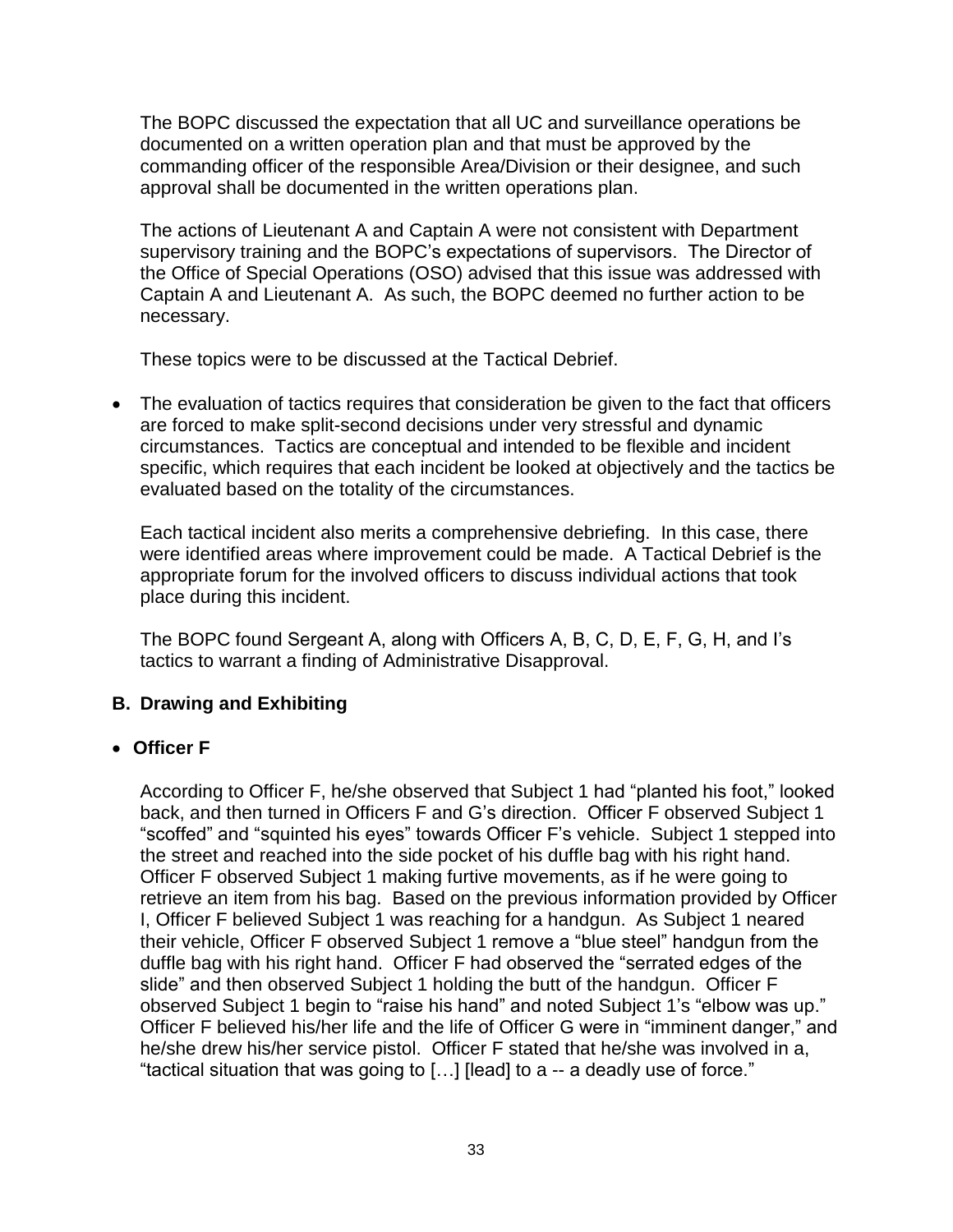The BOPC discussed the expectation that all UC and surveillance operations be documented on a written operation plan and that must be approved by the commanding officer of the responsible Area/Division or their designee, and such approval shall be documented in the written operations plan.

The actions of Lieutenant A and Captain A were not consistent with Department supervisory training and the BOPC's expectations of supervisors. The Director of the Office of Special Operations (OSO) advised that this issue was addressed with Captain A and Lieutenant A. As such, the BOPC deemed no further action to be necessary.

These topics were to be discussed at the Tactical Debrief.

- The evaluation of tactics requires that consideration be given to the fact that officers are forced to make split-second decisions under very stressful and dynamic circumstances. Tactics are conceptual and intended to be flexible and incident specific, which requires that each incident be looked at objectively and the tactics be evaluated based on the totality of the circumstances.

  Each tactical incident also merits a comprehensive debriefing. In this case, there were identified areas where improvement could be made. A Tactical Debrief is the appropriate forum for the involved officers to discuss individual actions that took place during this incident.

  The BOPC found Sergeant A, along with Officers A, B, C, D, E, F, G, H, and I's tactics to warrant a finding of Administrative Disapproval.

### B. Drawing and Exhibiting

- **Officer F**

  According to Officer F, he/she observed that Subject 1 had "planted his foot," looked back, and then turned in Officers F and G's direction. Officer F observed Subject 1 "scoffed" and "squinted his eyes" towards Officer F's vehicle. Subject 1 stepped into the street and reached into the side pocket of his duffle bag with his right hand. Officer F observed Subject 1 making furtive movements, as if he were going to retrieve an item from his bag. Based on the previous information provided by Officer I, Officer F believed Subject 1 was reaching for a handgun. As Subject 1 neared their vehicle, Officer F observed Subject 1 remove a "blue steel" handgun from the duffle bag with his right hand. Officer F had observed the "serrated edges of the slide" and then observed Subject 1 holding the butt of the handgun. Officer F observed Subject 1 begin to "raise his hand" and noted Subject 1's "elbow was up." Officer F believed his/her life and the life of Officer G were in "imminent danger," and he/she drew his/her service pistol. Officer F stated that he/she was involved in a, "tactical situation that was going to […] [lead] to a -- a deadly use of force."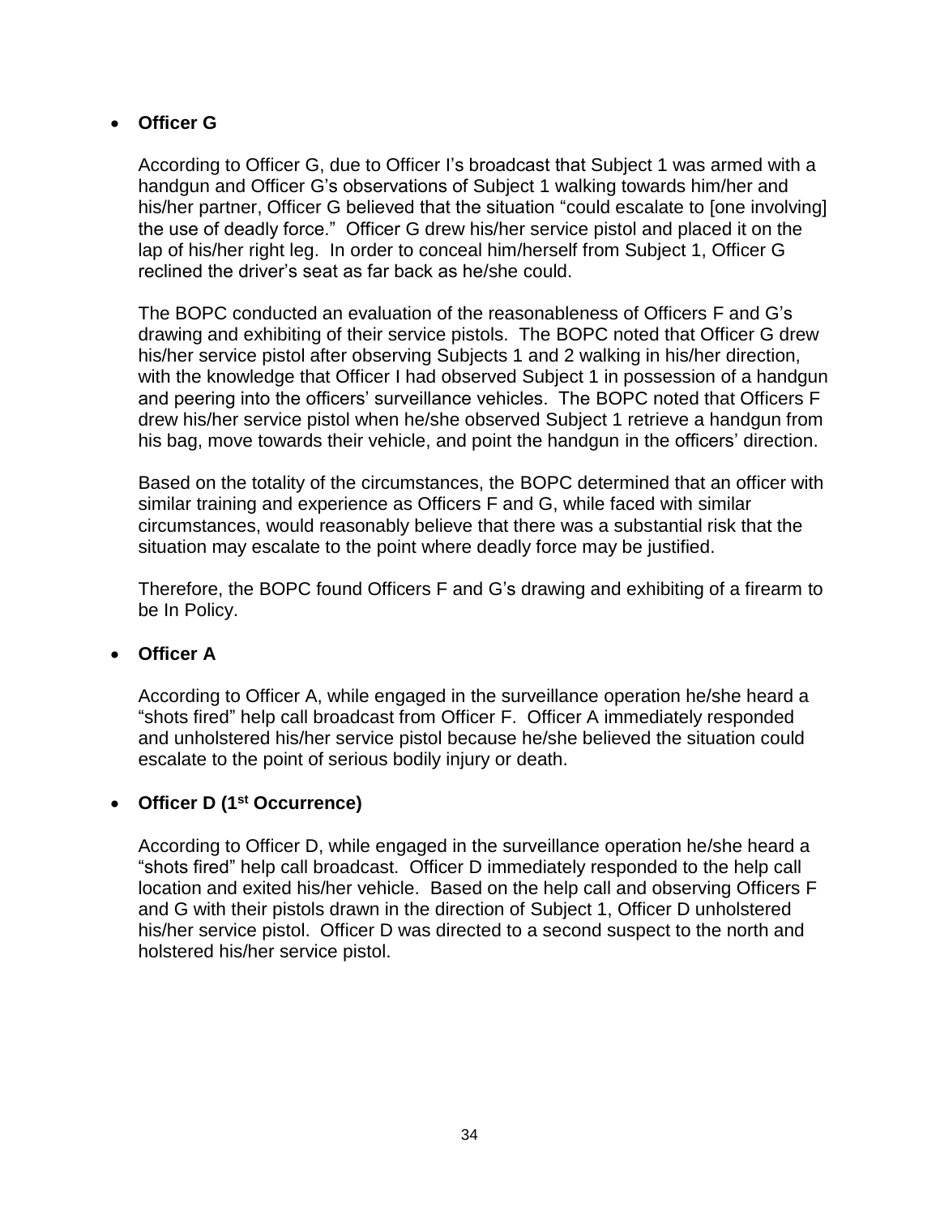- **Officer G**

  According to Officer G, due to Officer I's broadcast that Subject 1 was armed with a handgun and Officer G's observations of Subject 1 walking towards him/her and his/her partner, Officer G believed that the situation "could escalate to [one involving] the use of deadly force." Officer G drew his/her service pistol and placed it on the lap of his/her right leg. In order to conceal him/herself from Subject 1, Officer G reclined the driver's seat as far back as he/she could.

  The BOPC conducted an evaluation of the reasonableness of Officers F and G's drawing and exhibiting of their service pistols. The BOPC noted that Officer G drew his/her service pistol after observing Subjects 1 and 2 walking in his/her direction, with the knowledge that Officer I had observed Subject 1 in possession of a handgun and peering into the officers' surveillance vehicles. The BOPC noted that Officers F drew his/her service pistol when he/she observed Subject 1 retrieve a handgun from his bag, move towards their vehicle, and point the handgun in the officers' direction.

  Based on the totality of the circumstances, the BOPC determined that an officer with similar training and experience as Officers F and G, while faced with similar circumstances, would reasonably believe that there was a substantial risk that the situation may escalate to the point where deadly force may be justified.

  Therefore, the BOPC found Officers F and G's drawing and exhibiting of a firearm to be In Policy.

- **Officer A**

  According to Officer A, while engaged in the surveillance operation he/she heard a "shots fired" help call broadcast from Officer F. Officer A immediately responded and unholstered his/her service pistol because he/she believed the situation could escalate to the point of serious bodily injury or death.

- **Officer D (1st Occurrence)**

  According to Officer D, while engaged in the surveillance operation he/she heard a "shots fired" help call broadcast. Officer D immediately responded to the help call location and exited his/her vehicle. Based on the help call and observing Officers F and G with their pistols drawn in the direction of Subject 1, Officer D unholstered his/her service pistol. Officer D was directed to a second suspect to the north and holstered his/her service pistol.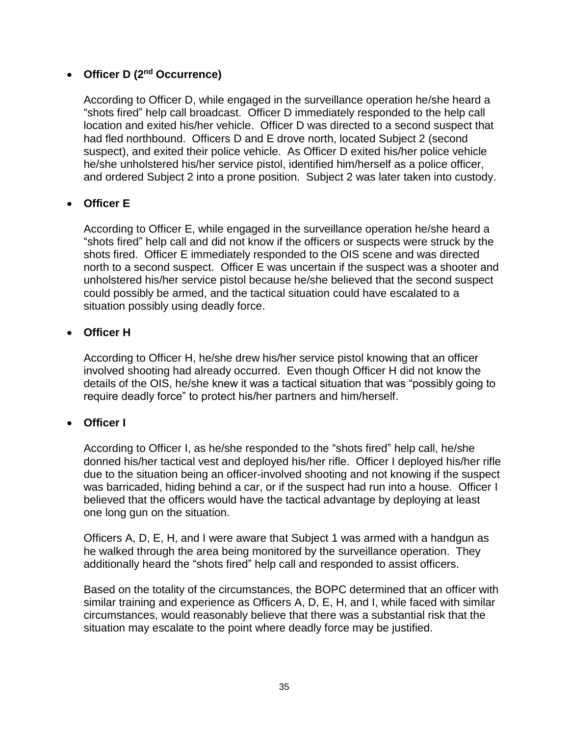- **Officer D (2nd Occurrence)**

  According to Officer D, while engaged in the surveillance operation he/she heard a "shots fired" help call broadcast. Officer D immediately responded to the help call location and exited his/her vehicle. Officer D was directed to a second suspect that had fled northbound. Officers D and E drove north, located Subject 2 (second suspect), and exited their police vehicle. As Officer D exited his/her police vehicle he/she unholstered his/her service pistol, identified him/herself as a police officer, and ordered Subject 2 into a prone position. Subject 2 was later taken into custody.

- **Officer E**

  According to Officer E, while engaged in the surveillance operation he/she heard a "shots fired" help call and did not know if the officers or suspects were struck by the shots fired. Officer E immediately responded to the OIS scene and was directed north to a second suspect. Officer E was uncertain if the suspect was a shooter and unholstered his/her service pistol because he/she believed that the second suspect could possibly be armed, and the tactical situation could have escalated to a situation possibly using deadly force.

- **Officer H**

  According to Officer H, he/she drew his/her service pistol knowing that an officer involved shooting had already occurred. Even though Officer H did not know the details of the OIS, he/she knew it was a tactical situation that was "possibly going to require deadly force" to protect his/her partners and him/herself.

- **Officer I**

  According to Officer I, as he/she responded to the "shots fired" help call, he/she donned his/her tactical vest and deployed his/her rifle. Officer I deployed his/her rifle due to the situation being an officer-involved shooting and not knowing if the suspect was barricaded, hiding behind a car, or if the suspect had run into a house. Officer I believed that the officers would have the tactical advantage by deploying at least one long gun on the situation.

  Officers A, D, E, H, and I were aware that Subject 1 was armed with a handgun as he walked through the area being monitored by the surveillance operation. They additionally heard the "shots fired" help call and responded to assist officers.

  Based on the totality of the circumstances, the BOPC determined that an officer with similar training and experience as Officers A, D, E, H, and I, while faced with similar circumstances, would reasonably believe that there was a substantial risk that the situation may escalate to the point where deadly force may be justified.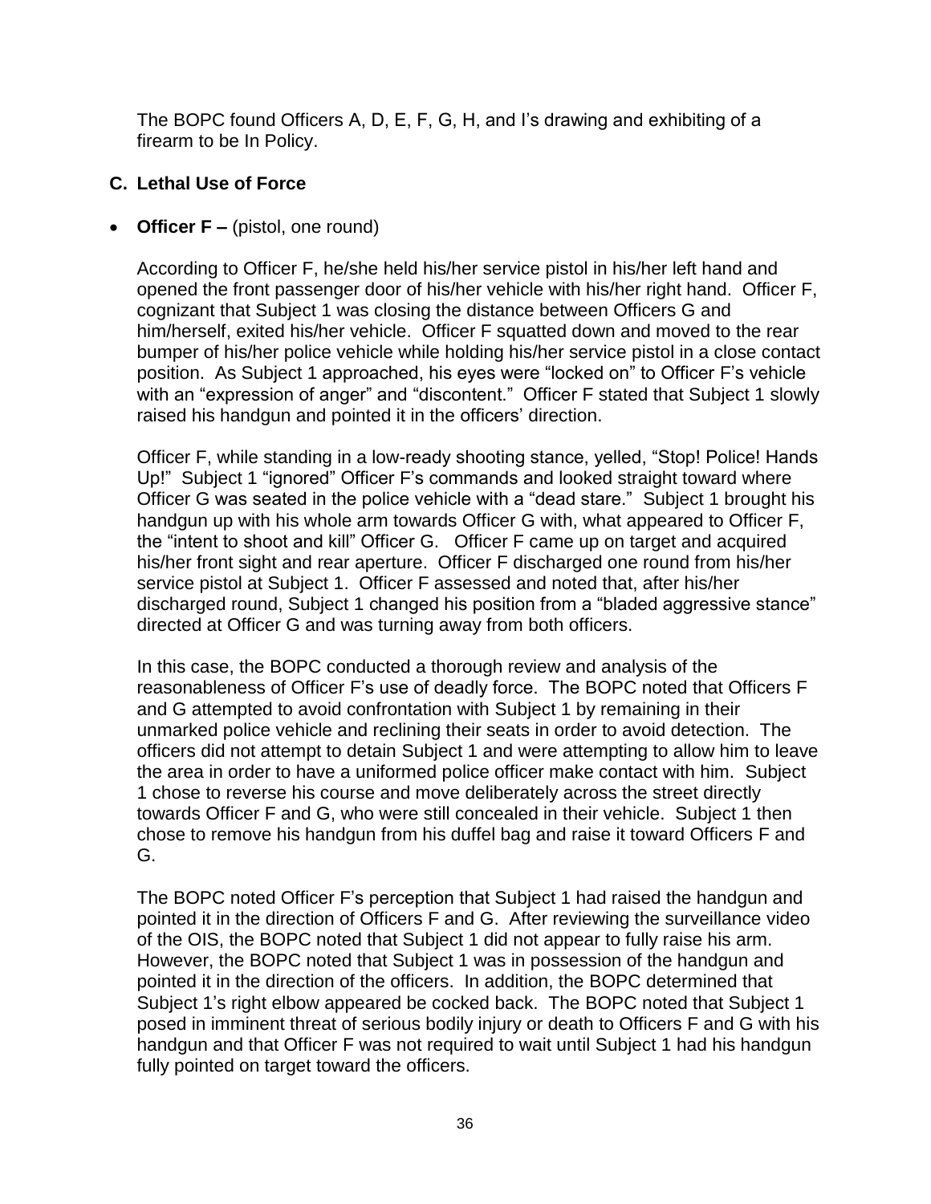The BOPC found Officers A, D, E, F, G, H, and I's drawing and exhibiting of a firearm to be In Policy.

## C. Lethal Use of Force

- **Officer F –** (pistol, one round)

According to Officer F, he/she held his/her service pistol in his/her left hand and opened the front passenger door of his/her vehicle with his/her right hand. Officer F, cognizant that Subject 1 was closing the distance between Officers G and him/herself, exited his/her vehicle. Officer F squatted down and moved to the rear bumper of his/her police vehicle while holding his/her service pistol in a close contact position. As Subject 1 approached, his eyes were "locked on" to Officer F's vehicle with an "expression of anger" and "discontent." Officer F stated that Subject 1 slowly raised his handgun and pointed it in the officers' direction.

Officer F, while standing in a low-ready shooting stance, yelled, "Stop! Police! Hands Up!" Subject 1 "ignored" Officer F's commands and looked straight toward where Officer G was seated in the police vehicle with a "dead stare." Subject 1 brought his handgun up with his whole arm towards Officer G with, what appeared to Officer F, the "intent to shoot and kill" Officer G. Officer F came up on target and acquired his/her front sight and rear aperture. Officer F discharged one round from his/her service pistol at Subject 1. Officer F assessed and noted that, after his/her discharged round, Subject 1 changed his position from a "bladed aggressive stance" directed at Officer G and was turning away from both officers.

In this case, the BOPC conducted a thorough review and analysis of the reasonableness of Officer F's use of deadly force. The BOPC noted that Officers F and G attempted to avoid confrontation with Subject 1 by remaining in their unmarked police vehicle and reclining their seats in order to avoid detection. The officers did not attempt to detain Subject 1 and were attempting to allow him to leave the area in order to have a uniformed police officer make contact with him. Subject 1 chose to reverse his course and move deliberately across the street directly towards Officer F and G, who were still concealed in their vehicle. Subject 1 then chose to remove his handgun from his duffel bag and raise it toward Officers F and G.

The BOPC noted Officer F's perception that Subject 1 had raised the handgun and pointed it in the direction of Officers F and G. After reviewing the surveillance video of the OIS, the BOPC noted that Subject 1 did not appear to fully raise his arm. However, the BOPC noted that Subject 1 was in possession of the handgun and pointed it in the direction of the officers. In addition, the BOPC determined that Subject 1's right elbow appeared be cocked back. The BOPC noted that Subject 1 posed in imminent threat of serious bodily injury or death to Officers F and G with his handgun and that Officer F was not required to wait until Subject 1 had his handgun fully pointed on target toward the officers.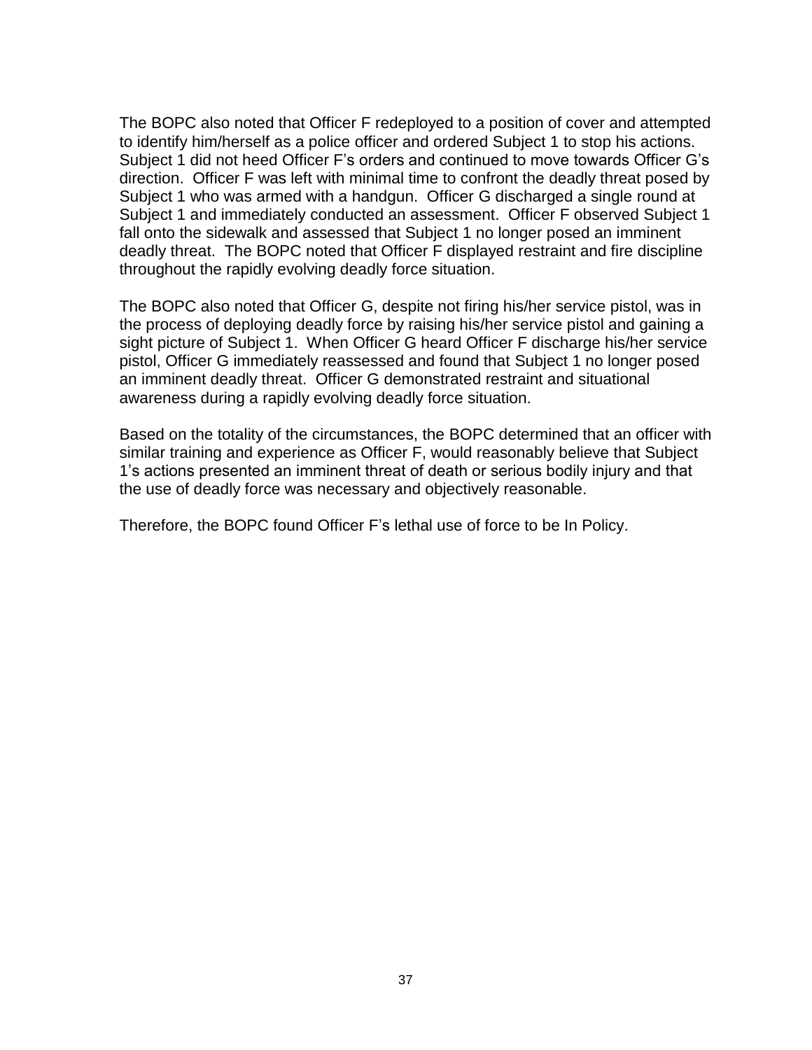The BOPC also noted that Officer F redeployed to a position of cover and attempted to identify him/herself as a police officer and ordered Subject 1 to stop his actions. Subject 1 did not heed Officer F's orders and continued to move towards Officer G's direction. Officer F was left with minimal time to confront the deadly threat posed by Subject 1 who was armed with a handgun. Officer G discharged a single round at Subject 1 and immediately conducted an assessment. Officer F observed Subject 1 fall onto the sidewalk and assessed that Subject 1 no longer posed an imminent deadly threat. The BOPC noted that Officer F displayed restraint and fire discipline throughout the rapidly evolving deadly force situation.

The BOPC also noted that Officer G, despite not firing his/her service pistol, was in the process of deploying deadly force by raising his/her service pistol and gaining a sight picture of Subject 1. When Officer G heard Officer F discharge his/her service pistol, Officer G immediately reassessed and found that Subject 1 no longer posed an imminent deadly threat. Officer G demonstrated restraint and situational awareness during a rapidly evolving deadly force situation.

Based on the totality of the circumstances, the BOPC determined that an officer with similar training and experience as Officer F, would reasonably believe that Subject 1's actions presented an imminent threat of death or serious bodily injury and that the use of deadly force was necessary and objectively reasonable.

Therefore, the BOPC found Officer F's lethal use of force to be In Policy.